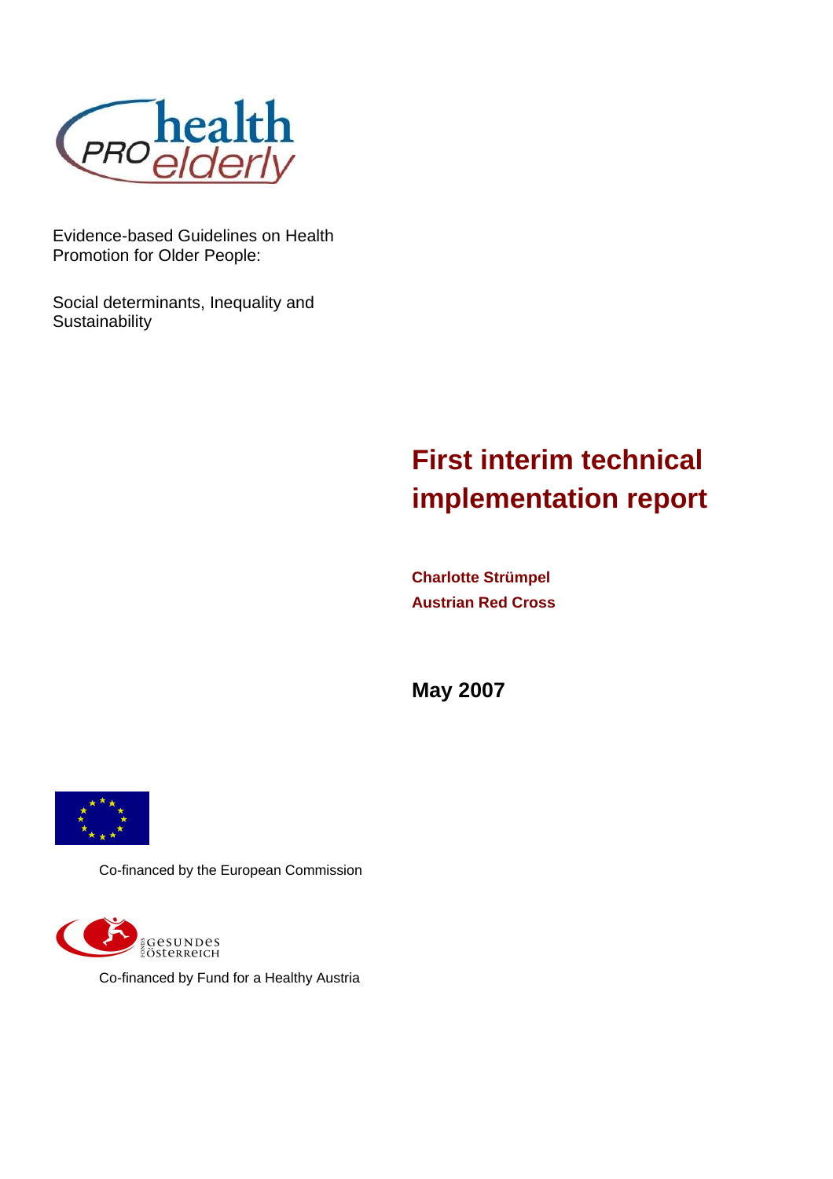PRO health elderly

Evidence-based Guidelines on Health Promotion for Older People:

Social determinants, Inequality and Sustainability

# First interim technical implementation report

**Charlotte Strümpel**
**Austrian Red Cross**

**May 2007**

Co-financed by the European Commission

Co-financed by Fund for a Healthy Austria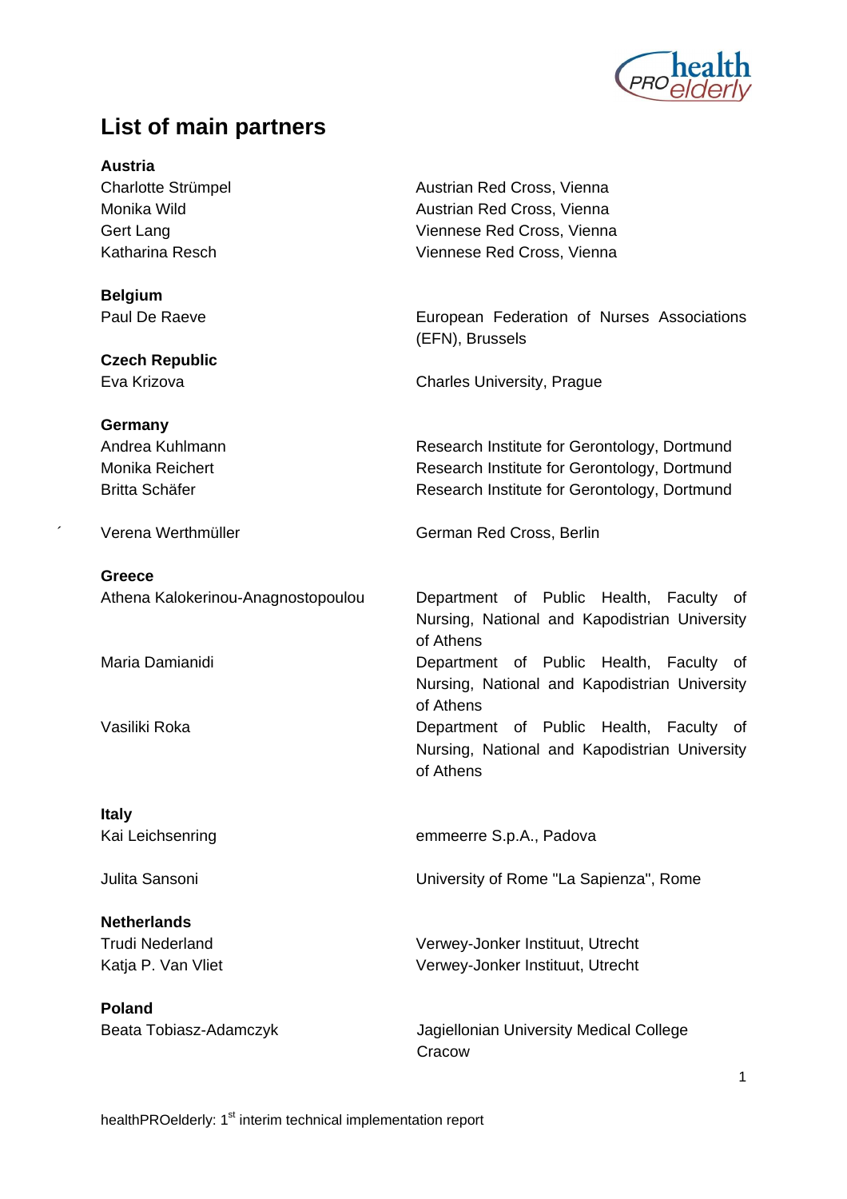## List of main partners

**Austria**

| | |
|---|---|
| Charlotte Strümpel | Austrian Red Cross, Vienna |
| Monika Wild | Austrian Red Cross, Vienna |
| Gert Lang | Viennese Red Cross, Vienna |
| Katharina Resch | Viennese Red Cross, Vienna |

**Belgium**

| | |
|---|---|
| Paul De Raeve | European Federation of Nurses Associations (EFN), Brussels |

**Czech Republic**

| | |
|---|---|
| Eva Krizova | Charles University, Prague |

**Germany**

| | |
|---|---|
| Andrea Kuhlmann | Research Institute for Gerontology, Dortmund |
| Monika Reichert | Research Institute for Gerontology, Dortmund |
| Britta Schäfer | Research Institute for Gerontology, Dortmund |
| Verena Werthmüller | German Red Cross, Berlin |

**Greece**

| | |
|---|---|
| Athena Kalokerinou-Anagnostopoulou | Department of Public Health, Faculty of Nursing, National and Kapodistrian University of Athens |
| Maria Damianidi | Department of Public Health, Faculty of Nursing, National and Kapodistrian University of Athens |
| Vasiliki Roka | Department of Public Health, Faculty of Nursing, National and Kapodistrian University of Athens |

**Italy**

| | |
|---|---|
| Kai Leichsenring | emmeerre S.p.A., Padova |
| Julita Sansoni | University of Rome "La Sapienza", Rome |

**Netherlands**

| | |
|---|---|
| Trudi Nederland | Verwey-Jonker Instituut, Utrecht |
| Katja P. Van Vliet | Verwey-Jonker Instituut, Utrecht |

**Poland**

| | |
|---|---|
| Beata Tobiasz-Adamczyk | Jagiellonian University Medical College Cracow |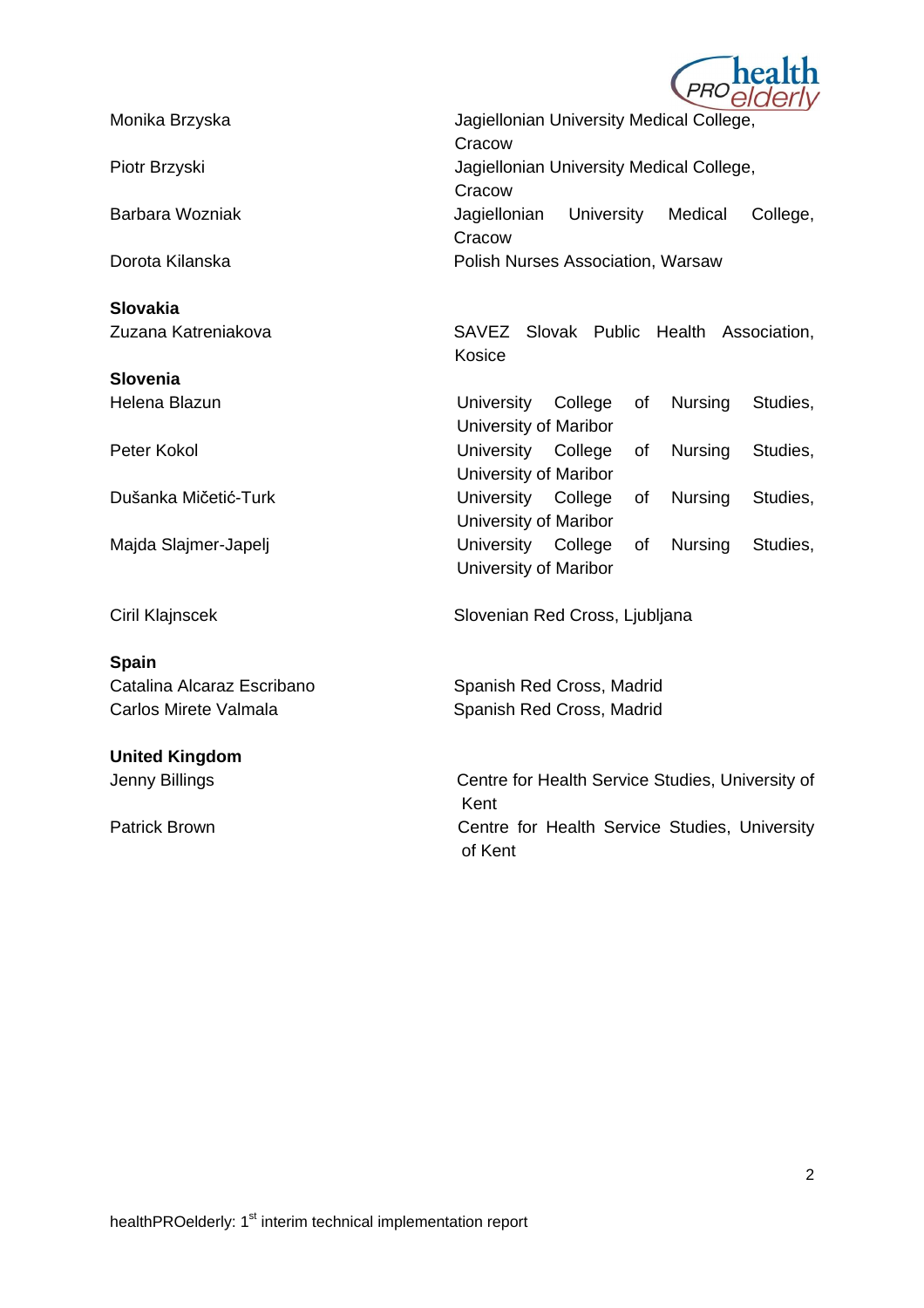| | |
|---|---|
| Monika Brzyska | Jagiellonian University Medical College, Cracow |
| Piotr Brzyski | Jagiellonian University Medical College, Cracow |
| Barbara Wozniak | Jagiellonian University Medical College, Cracow |
| Dorota Kilanska | Polish Nurses Association, Warsaw |
| **Slovakia** | |
| Zuzana Katreniakova | SAVEZ Slovak Public Health Association, Kosice |
| **Slovenia** | |
| Helena Blazun | University College of Nursing Studies, University of Maribor |
| Peter Kokol | University College of Nursing Studies, University of Maribor |
| Dušanka Mičetić-Turk | University College of Nursing Studies, University of Maribor |
| Majda Slajmer-Japelj | University College of Nursing Studies, University of Maribor |
| Ciril Klajnscek | Slovenian Red Cross, Ljubljana |
| **Spain** | |
| Catalina Alcaraz Escribano | Spanish Red Cross, Madrid |
| Carlos Mirete Valmala | Spanish Red Cross, Madrid |
| **United Kingdom** | |
| Jenny Billings | Centre for Health Service Studies, University of Kent |
| Patrick Brown | Centre for Health Service Studies, University of Kent |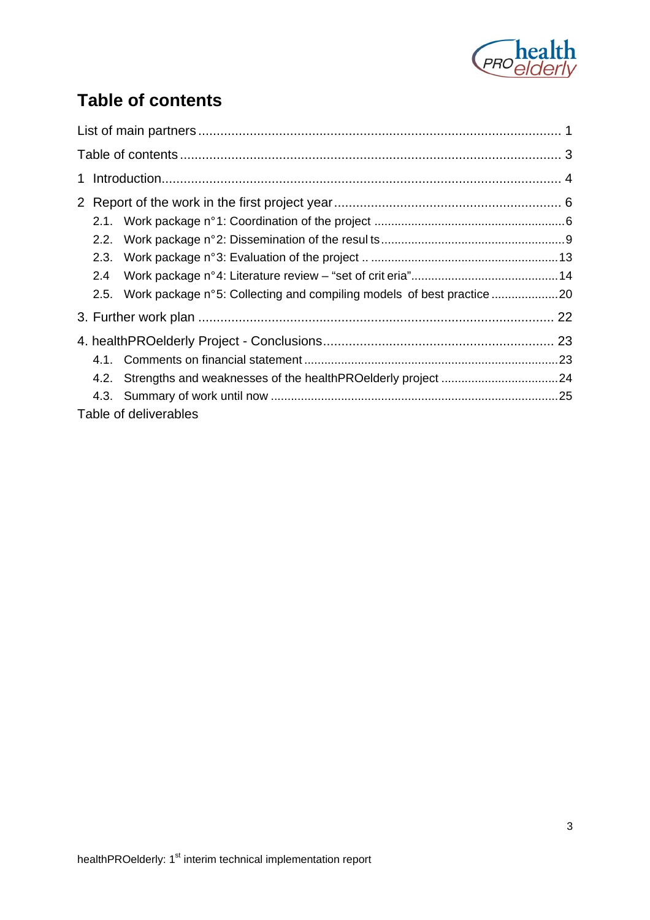# Table of contents

List of main partners ........................................................................................ 1

Table of contents ............................................................................................. 3

1 Introduction.................................................................................................. 4

2 Report of the work in the first project year ................................................ 6

- 2.1. Work package n°1: Coordination of the project ............................................6
- 2.2. Work package n°2: Dissemination of the resul ts.........................................9
- 2.3. Work package n°3: Evaluation of the project .. .........................................13
- 2.4 Work package n°4: Literature review – "set of crit eria"...............................14
- 2.5. Work package n°5: Collecting and compiling models of best practice ......20

3. Further work plan ........................................................................................ 22

4. healthPROelderly Project - Conclusions.................................................. 23

- 4.1. Comments on financial statement ...............................................................23
- 4.2. Strengths and weaknesses of the healthPROelderly project .......................24
- 4.3. Summary of work until now .........................................................................25

Table of deliverables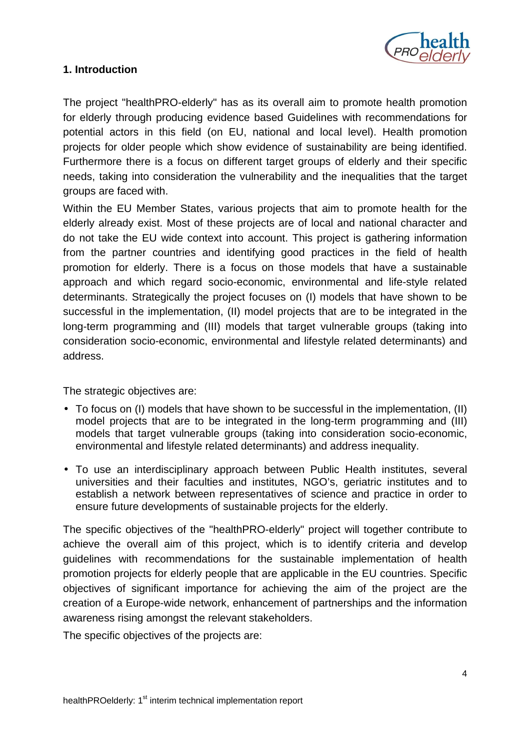## 1. Introduction

The project "healthPRO-elderly" has as its overall aim to promote health promotion for elderly through producing evidence based Guidelines with recommendations for potential actors in this field (on EU, national and local level). Health promotion projects for older people which show evidence of sustainability are being identified. Furthermore there is a focus on different target groups of elderly and their specific needs, taking into consideration the vulnerability and the inequalities that the target groups are faced with.

Within the EU Member States, various projects that aim to promote health for the elderly already exist. Most of these projects are of local and national character and do not take the EU wide context into account. This project is gathering information from the partner countries and identifying good practices in the field of health promotion for elderly. There is a focus on those models that have a sustainable approach and which regard socio-economic, environmental and life-style related determinants. Strategically the project focuses on (I) models that have shown to be successful in the implementation, (II) model projects that are to be integrated in the long-term programming and (III) models that target vulnerable groups (taking into consideration socio-economic, environmental and lifestyle related determinants) and address.

The strategic objectives are:

- To focus on (I) models that have shown to be successful in the implementation, (II) model projects that are to be integrated in the long-term programming and (III) models that target vulnerable groups (taking into consideration socio-economic, environmental and lifestyle related determinants) and address inequality.
- To use an interdisciplinary approach between Public Health institutes, several universities and their faculties and institutes, NGO's, geriatric institutes and to establish a network between representatives of science and practice in order to ensure future developments of sustainable projects for the elderly.

The specific objectives of the "healthPRO-elderly" project will together contribute to achieve the overall aim of this project, which is to identify criteria and develop guidelines with recommendations for the sustainable implementation of health promotion projects for elderly people that are applicable in the EU countries. Specific objectives of significant importance for achieving the aim of the project are the creation of a Europe-wide network, enhancement of partnerships and the information awareness rising amongst the relevant stakeholders.

The specific objectives of the projects are: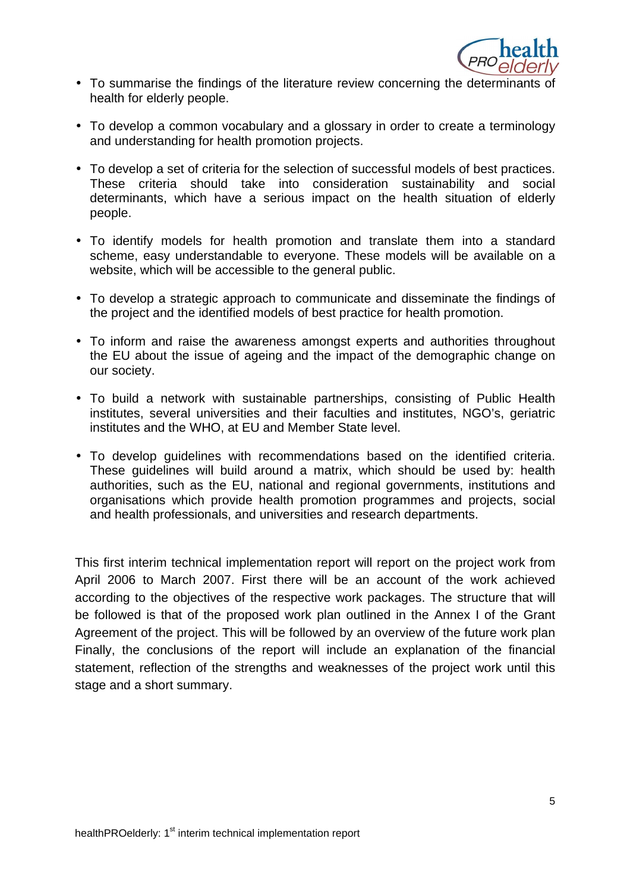- To summarise the findings of the literature review concerning the determinants of health for elderly people.
- To develop a common vocabulary and a glossary in order to create a terminology and understanding for health promotion projects.
- To develop a set of criteria for the selection of successful models of best practices. These criteria should take into consideration sustainability and social determinants, which have a serious impact on the health situation of elderly people.
- To identify models for health promotion and translate them into a standard scheme, easy understandable to everyone. These models will be available on a website, which will be accessible to the general public.
- To develop a strategic approach to communicate and disseminate the findings of the project and the identified models of best practice for health promotion.
- To inform and raise the awareness amongst experts and authorities throughout the EU about the issue of ageing and the impact of the demographic change on our society.
- To build a network with sustainable partnerships, consisting of Public Health institutes, several universities and their faculties and institutes, NGO's, geriatric institutes and the WHO, at EU and Member State level.
- To develop guidelines with recommendations based on the identified criteria. These guidelines will build around a matrix, which should be used by: health authorities, such as the EU, national and regional governments, institutions and organisations which provide health promotion programmes and projects, social and health professionals, and universities and research departments.

This first interim technical implementation report will report on the project work from April 2006 to March 2007. First there will be an account of the work achieved according to the objectives of the respective work packages. The structure that will be followed is that of the proposed work plan outlined in the Annex I of the Grant Agreement of the project. This will be followed by an overview of the future work plan Finally, the conclusions of the report will include an explanation of the financial statement, reflection of the strengths and weaknesses of the project work until this stage and a short summary.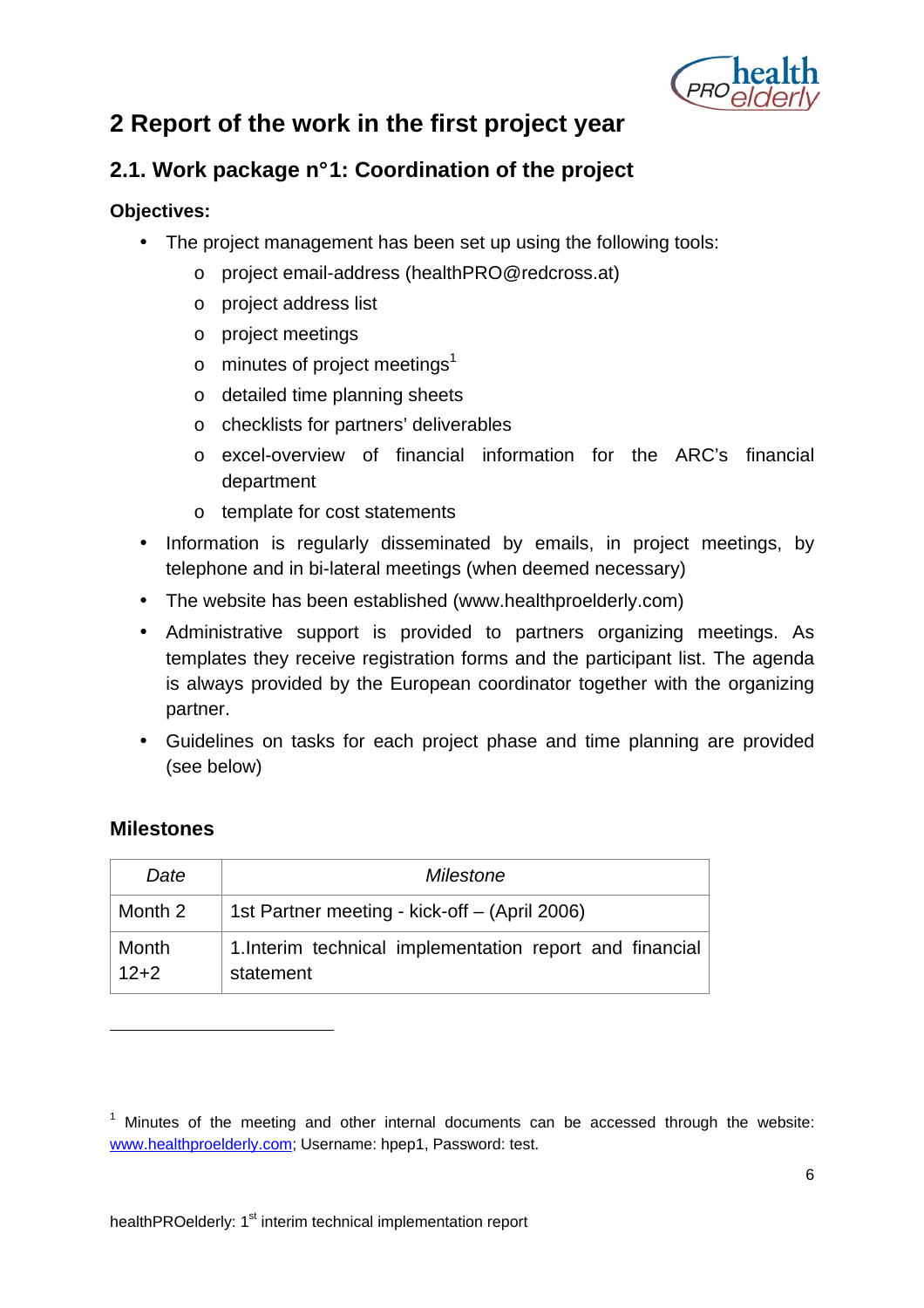# 2 Report of the work in the first project year

## 2.1. Work package n°1: Coordination of the project

**Objectives:**

- The project management has been set up using the following tools:
  - project email-address (healthPRO@redcross.at)
  - project address list
  - project meetings
  - minutes of project meetings[1]
  - detailed time planning sheets
  - checklists for partners' deliverables
  - excel-overview of financial information for the ARC's financial department
  - template for cost statements
- Information is regularly disseminated by emails, in project meetings, by telephone and in bi-lateral meetings (when deemed necessary)
- The website has been established (www.healthproelderly.com)
- Administrative support is provided to partners organizing meetings. As templates they receive registration forms and the participant list. The agenda is always provided by the European coordinator together with the organizing partner.
- Guidelines on tasks for each project phase and time planning are provided (see below)

### Milestones

| *Date* | *Milestone* |
|---|---|
| Month 2 | 1st Partner meeting - kick-off – (April 2006) |
| Month 12+2 | 1.Interim technical implementation report and financial statement |

[1] Minutes of the meeting and other internal documents can be accessed through the website: www.healthproelderly.com; Username: hpep1, Password: test.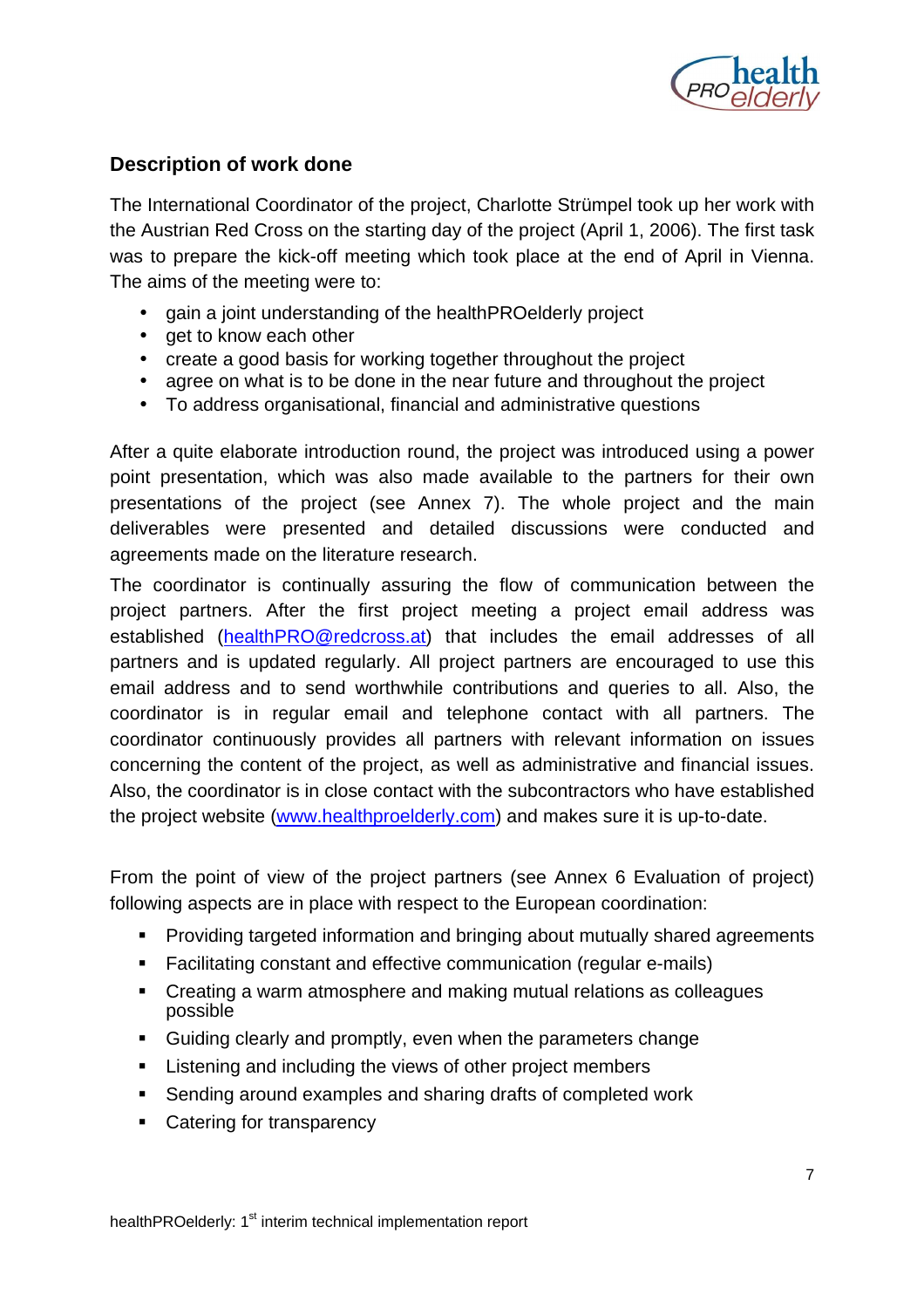## Description of work done

The International Coordinator of the project, Charlotte Strümpel took up her work with the Austrian Red Cross on the starting day of the project (April 1, 2006). The first task was to prepare the kick-off meeting which took place at the end of April in Vienna. The aims of the meeting were to:

- gain a joint understanding of the healthPROelderly project
- get to know each other
- create a good basis for working together throughout the project
- agree on what is to be done in the near future and throughout the project
- To address organisational, financial and administrative questions

After a quite elaborate introduction round, the project was introduced using a power point presentation, which was also made available to the partners for their own presentations of the project (see Annex 7). The whole project and the main deliverables were presented and detailed discussions were conducted and agreements made on the literature research.

The coordinator is continually assuring the flow of communication between the project partners. After the first project meeting a project email address was established (healthPRO@redcross.at) that includes the email addresses of all partners and is updated regularly. All project partners are encouraged to use this email address and to send worthwhile contributions and queries to all. Also, the coordinator is in regular email and telephone contact with all partners. The coordinator continuously provides all partners with relevant information on issues concerning the content of the project, as well as administrative and financial issues. Also, the coordinator is in close contact with the subcontractors who have established the project website (www.healthproelderly.com) and makes sure it is up-to-date.

From the point of view of the project partners (see Annex 6 Evaluation of project) following aspects are in place with respect to the European coordination:

- Providing targeted information and bringing about mutually shared agreements
- Facilitating constant and effective communication (regular e-mails)
- Creating a warm atmosphere and making mutual relations as colleagues possible
- Guiding clearly and promptly, even when the parameters change
- Listening and including the views of other project members
- Sending around examples and sharing drafts of completed work
- Catering for transparency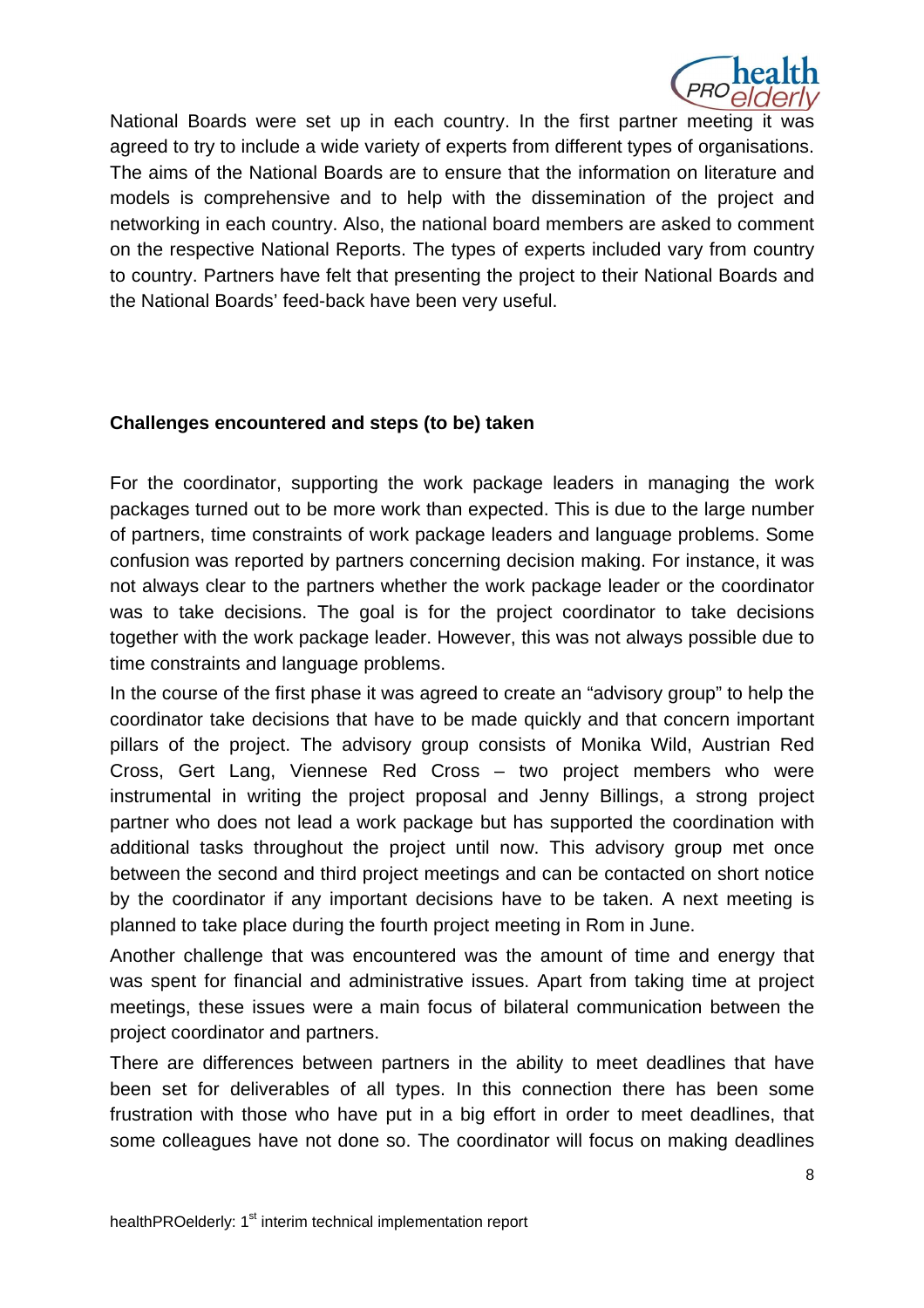National Boards were set up in each country. In the first partner meeting it was agreed to try to include a wide variety of experts from different types of organisations. The aims of the National Boards are to ensure that the information on literature and models is comprehensive and to help with the dissemination of the project and networking in each country. Also, the national board members are asked to comment on the respective National Reports. The types of experts included vary from country to country. Partners have felt that presenting the project to their National Boards and the National Boards' feed-back have been very useful.

**Challenges encountered and steps (to be) taken**

For the coordinator, supporting the work package leaders in managing the work packages turned out to be more work than expected. This is due to the large number of partners, time constraints of work package leaders and language problems. Some confusion was reported by partners concerning decision making. For instance, it was not always clear to the partners whether the work package leader or the coordinator was to take decisions. The goal is for the project coordinator to take decisions together with the work package leader. However, this was not always possible due to time constraints and language problems.

In the course of the first phase it was agreed to create an "advisory group" to help the coordinator take decisions that have to be made quickly and that concern important pillars of the project. The advisory group consists of Monika Wild, Austrian Red Cross, Gert Lang, Viennese Red Cross – two project members who were instrumental in writing the project proposal and Jenny Billings, a strong project partner who does not lead a work package but has supported the coordination with additional tasks throughout the project until now. This advisory group met once between the second and third project meetings and can be contacted on short notice by the coordinator if any important decisions have to be taken. A next meeting is planned to take place during the fourth project meeting in Rom in June.

Another challenge that was encountered was the amount of time and energy that was spent for financial and administrative issues. Apart from taking time at project meetings, these issues were a main focus of bilateral communication between the project coordinator and partners.

There are differences between partners in the ability to meet deadlines that have been set for deliverables of all types. In this connection there has been some frustration with those who have put in a big effort in order to meet deadlines, that some colleagues have not done so. The coordinator will focus on making deadlines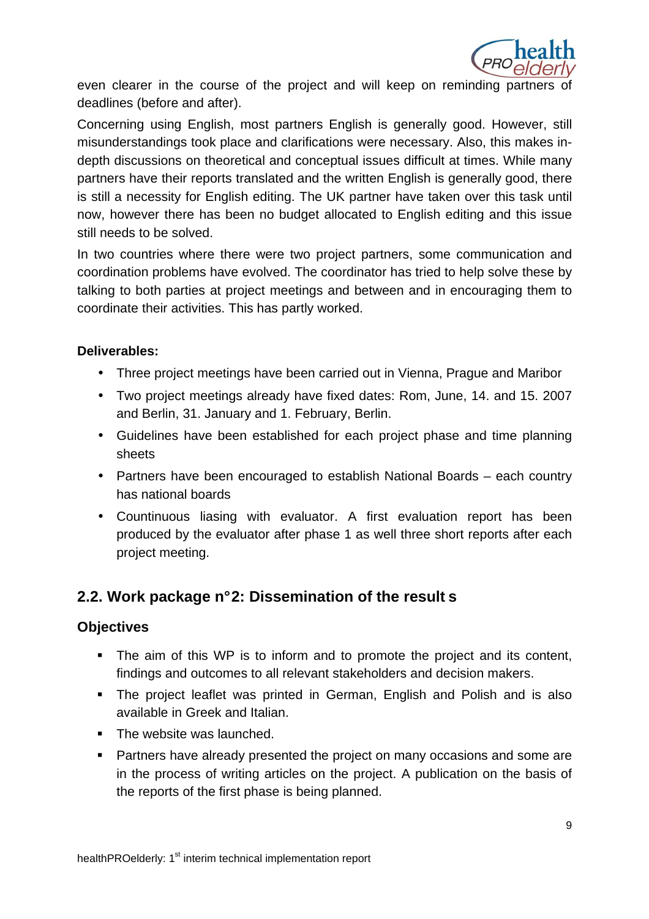even clearer in the course of the project and will keep on reminding partners of deadlines (before and after).

Concerning using English, most partners English is generally good. However, still misunderstandings took place and clarifications were necessary. Also, this makes in-depth discussions on theoretical and conceptual issues difficult at times. While many partners have their reports translated and the written English is generally good, there is still a necessity for English editing. The UK partner have taken over this task until now, however there has been no budget allocated to English editing and this issue still needs to be solved.

In two countries where there were two project partners, some communication and coordination problems have evolved. The coordinator has tried to help solve these by talking to both parties at project meetings and between and in encouraging them to coordinate their activities. This has partly worked.

**Deliverables:**

- Three project meetings have been carried out in Vienna, Prague and Maribor
- Two project meetings already have fixed dates: Rom, June, 14. and 15. 2007 and Berlin, 31. January and 1. February, Berlin.
- Guidelines have been established for each project phase and time planning sheets
- Partners have been encouraged to establish National Boards – each country has national boards
- Countinuous liasing with evaluator. A first evaluation report has been produced by the evaluator after phase 1 as well three short reports after each project meeting.

## 2.2. Work package n°2: Dissemination of the result s

### Objectives

- The aim of this WP is to inform and to promote the project and its content, findings and outcomes to all relevant stakeholders and decision makers.
- The project leaflet was printed in German, English and Polish and is also available in Greek and Italian.
- The website was launched.
- Partners have already presented the project on many occasions and some are in the process of writing articles on the project. A publication on the basis of the reports of the first phase is being planned.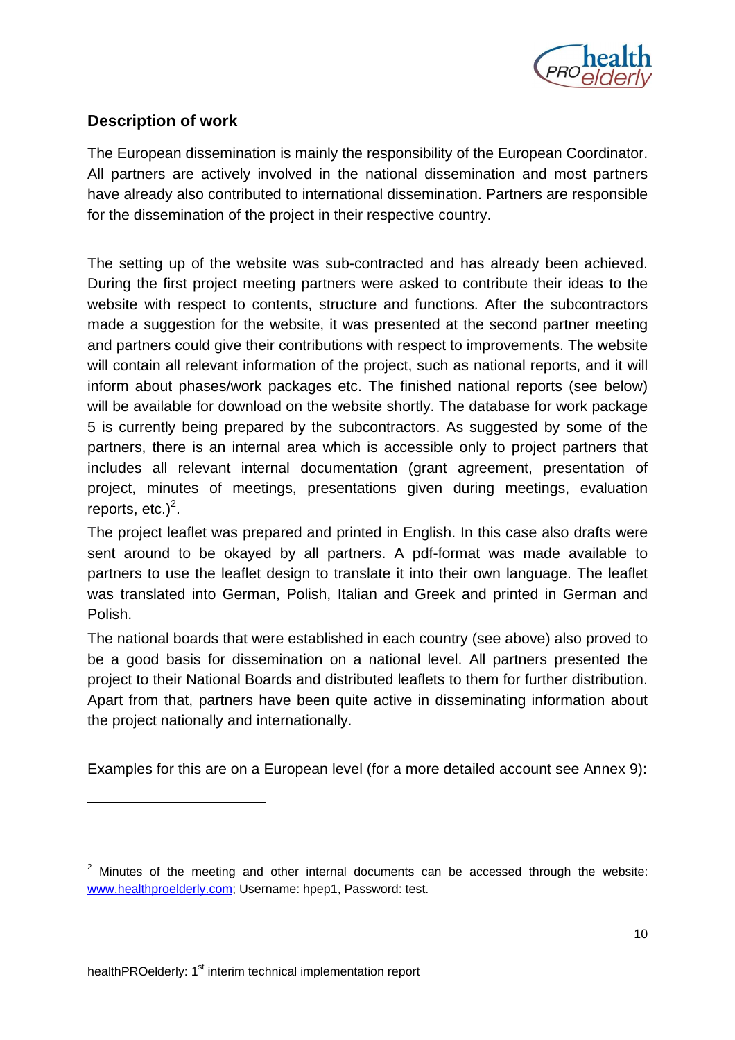## Description of work

The European dissemination is mainly the responsibility of the European Coordinator. All partners are actively involved in the national dissemination and most partners have already also contributed to international dissemination. Partners are responsible for the dissemination of the project in their respective country.

The setting up of the website was sub-contracted and has already been achieved. During the first project meeting partners were asked to contribute their ideas to the website with respect to contents, structure and functions. After the subcontractors made a suggestion for the website, it was presented at the second partner meeting and partners could give their contributions with respect to improvements. The website will contain all relevant information of the project, such as national reports, and it will inform about phases/work packages etc. The finished national reports (see below) will be available for download on the website shortly. The database for work package 5 is currently being prepared by the subcontractors. As suggested by some of the partners, there is an internal area which is accessible only to project partners that includes all relevant internal documentation (grant agreement, presentation of project, minutes of meetings, presentations given during meetings, evaluation reports, etc.)[2].

The project leaflet was prepared and printed in English. In this case also drafts were sent around to be okayed by all partners. A pdf-format was made available to partners to use the leaflet design to translate it into their own language. The leaflet was translated into German, Polish, Italian and Greek and printed in German and Polish.

The national boards that were established in each country (see above) also proved to be a good basis for dissemination on a national level. All partners presented the project to their National Boards and distributed leaflets to them for further distribution. Apart from that, partners have been quite active in disseminating information about the project nationally and internationally.

Examples for this are on a European level (for a more detailed account see Annex 9):

---

[2] Minutes of the meeting and other internal documents can be accessed through the website: www.healthproelderly.com; Username: hep1, Password: test.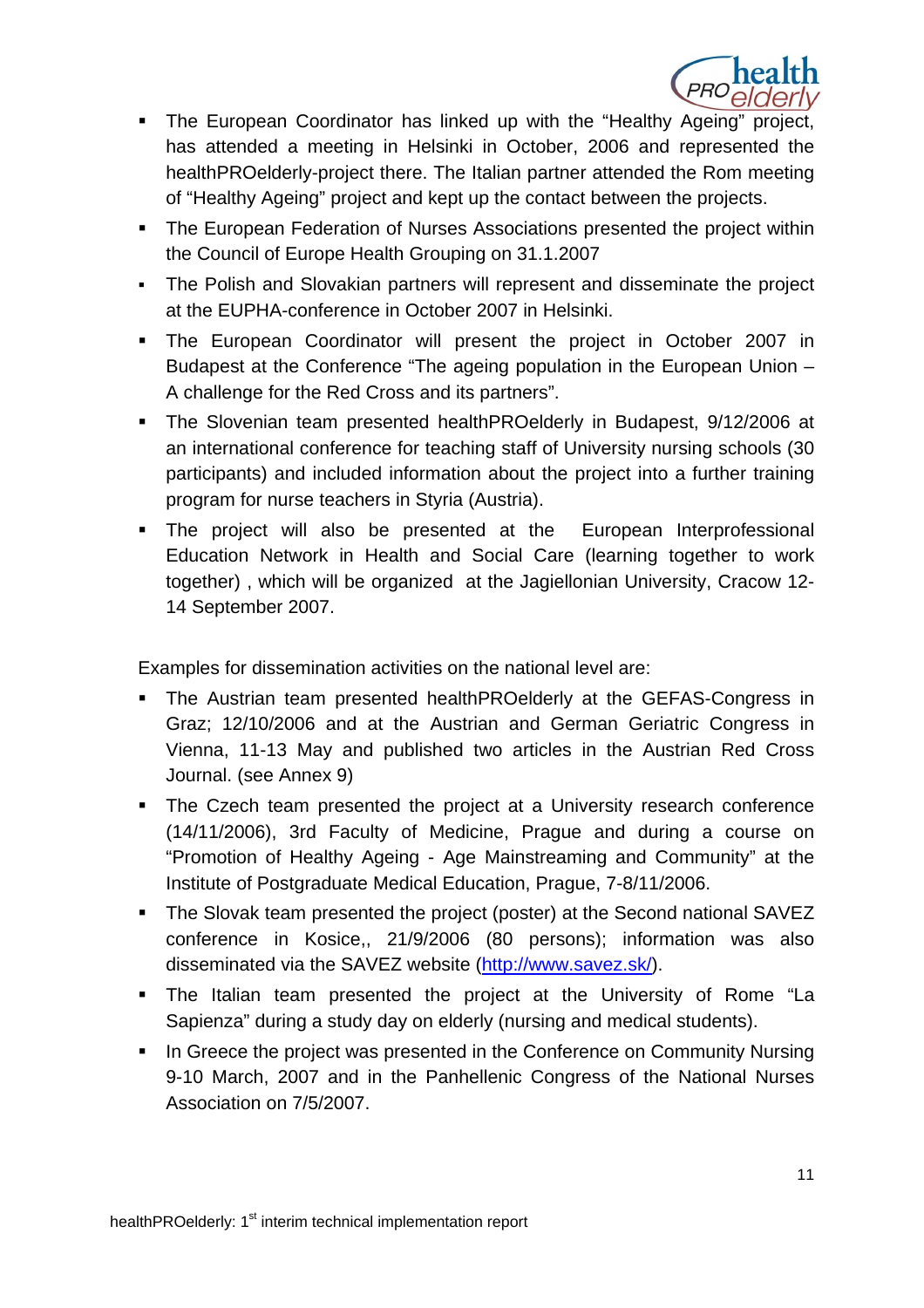- The European Coordinator has linked up with the "Healthy Ageing" project, has attended a meeting in Helsinki in October, 2006 and represented the healthPROelderly-project there. The Italian partner attended the Rom meeting of "Healthy Ageing" project and kept up the contact between the projects.
- The European Federation of Nurses Associations presented the project within the Council of Europe Health Grouping on 31.1.2007
- The Polish and Slovakian partners will represent and disseminate the project at the EUPHA-conference in October 2007 in Helsinki.
- The European Coordinator will present the project in October 2007 in Budapest at the Conference "The ageing population in the European Union – A challenge for the Red Cross and its partners".
- The Slovenian team presented healthPROelderly in Budapest, 9/12/2006 at an international conference for teaching staff of University nursing schools (30 participants) and included information about the project into a further training program for nurse teachers in Styria (Austria).
- The project will also be presented at the European Interprofessional Education Network in Health and Social Care (learning together to work together) , which will be organized at the Jagiellonian University, Cracow 12-14 September 2007.

Examples for dissemination activities on the national level are:

- The Austrian team presented healthPROelderly at the GEFAS-Congress in Graz; 12/10/2006 and at the Austrian and German Geriatric Congress in Vienna, 11-13 May and published two articles in the Austrian Red Cross Journal. (see Annex 9)
- The Czech team presented the project at a University research conference (14/11/2006), 3rd Faculty of Medicine, Prague and during a course on "Promotion of Healthy Ageing - Age Mainstreaming and Community" at the Institute of Postgraduate Medical Education, Prague, 7-8/11/2006.
- The Slovak team presented the project (poster) at the Second national SAVEZ conference in Kosice,, 21/9/2006 (80 persons); information was also disseminated via the SAVEZ website (http://www.savez.sk/).
- The Italian team presented the project at the University of Rome "La Sapienza" during a study day on elderly (nursing and medical students).
- In Greece the project was presented in the Conference on Community Nursing 9-10 March, 2007 and in the Panhellenic Congress of the National Nurses Association on 7/5/2007.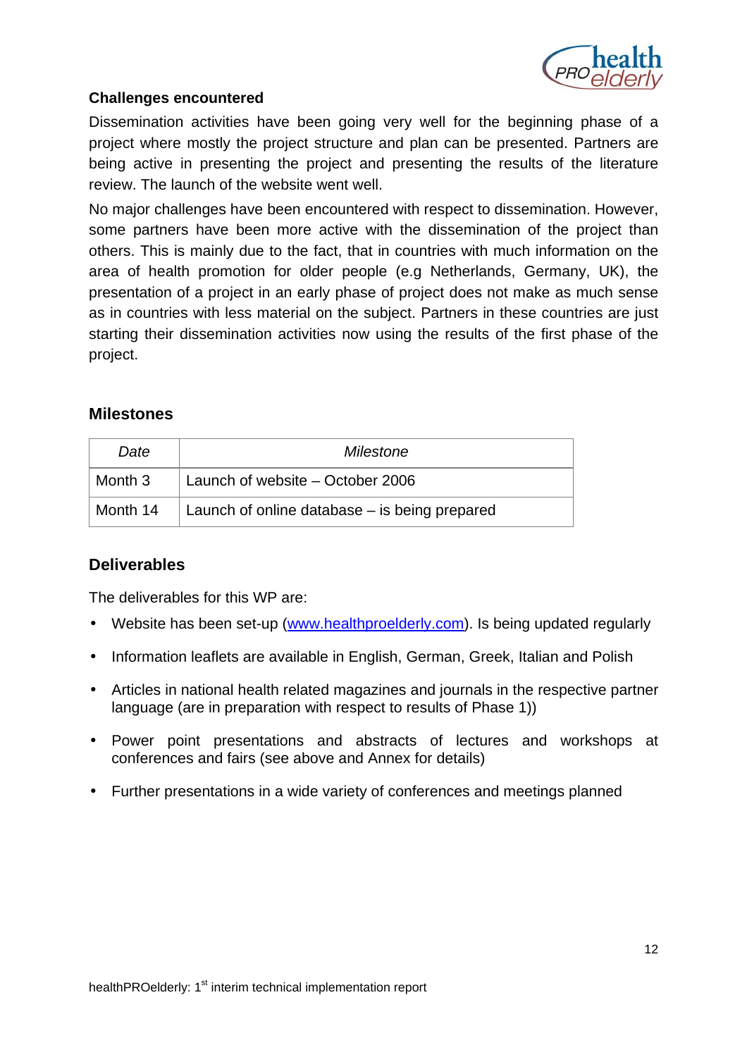**Challenges encountered**

Dissemination activities have been going very well for the beginning phase of a project where mostly the project structure and plan can be presented. Partners are being active in presenting the project and presenting the results of the literature review. The launch of the website went well.

No major challenges have been encountered with respect to dissemination. However, some partners have been more active with the dissemination of the project than others. This is mainly due to the fact, that in countries with much information on the area of health promotion for older people (e.g Netherlands, Germany, UK), the presentation of a project in an early phase of project does not make as much sense as in countries with less material on the subject. Partners in these countries are just starting their dissemination activities now using the results of the first phase of the project.

## Milestones

| *Date* | *Milestone* |
|---|---|
| Month 3 | Launch of website – October 2006 |
| Month 14 | Launch of online database – is being prepared |

## Deliverables

The deliverables for this WP are:

- Website has been set-up (www.healthproelderly.com). Is being updated regularly
- Information leaflets are available in English, German, Greek, Italian and Polish
- Articles in national health related magazines and journals in the respective partner language (are in preparation with respect to results of Phase 1))
- Power point presentations and abstracts of lectures and workshops at conferences and fairs (see above and Annex for details)
- Further presentations in a wide variety of conferences and meetings planned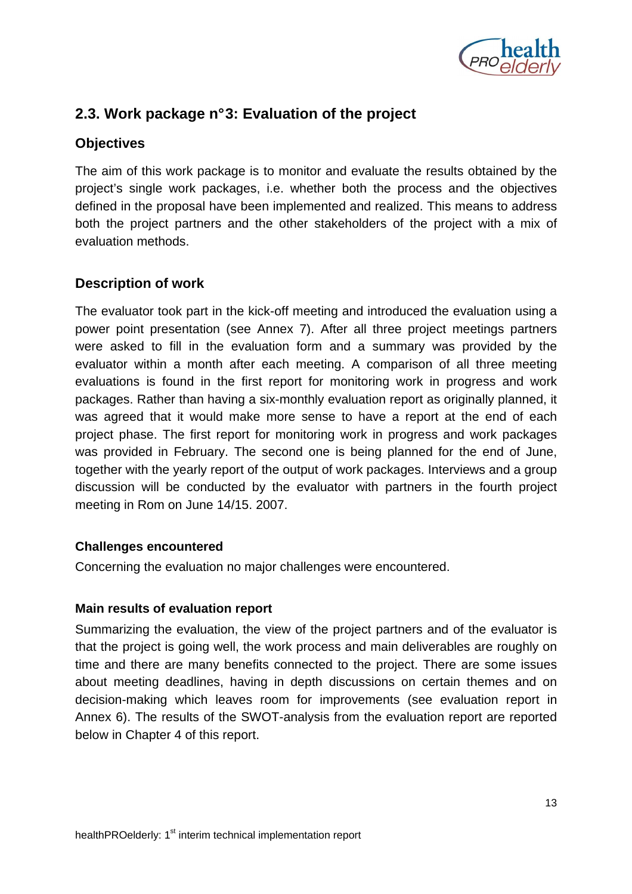## 2.3. Work package n°3: Evaluation of the project

### Objectives

The aim of this work package is to monitor and evaluate the results obtained by the project's single work packages, i.e. whether both the process and the objectives defined in the proposal have been implemented and realized. This means to address both the project partners and the other stakeholders of the project with a mix of evaluation methods.

### Description of work

The evaluator took part in the kick-off meeting and introduced the evaluation using a power point presentation (see Annex 7). After all three project meetings partners were asked to fill in the evaluation form and a summary was provided by the evaluator within a month after each meeting. A comparison of all three meeting evaluations is found in the first report for monitoring work in progress and work packages. Rather than having a six-monthly evaluation report as originally planned, it was agreed that it would make more sense to have a report at the end of each project phase. The first report for monitoring work in progress and work packages was provided in February. The second one is being planned for the end of June, together with the yearly report of the output of work packages. Interviews and a group discussion will be conducted by the evaluator with partners in the fourth project meeting in Rom on June 14/15. 2007.

#### Challenges encountered

Concerning the evaluation no major challenges were encountered.

#### Main results of evaluation report

Summarizing the evaluation, the view of the project partners and of the evaluator is that the project is going well, the work process and main deliverables are roughly on time and there are many benefits connected to the project. There are some issues about meeting deadlines, having in depth discussions on certain themes and on decision-making which leaves room for improvements (see evaluation report in Annex 6). The results of the SWOT-analysis from the evaluation report are reported below in Chapter 4 of this report.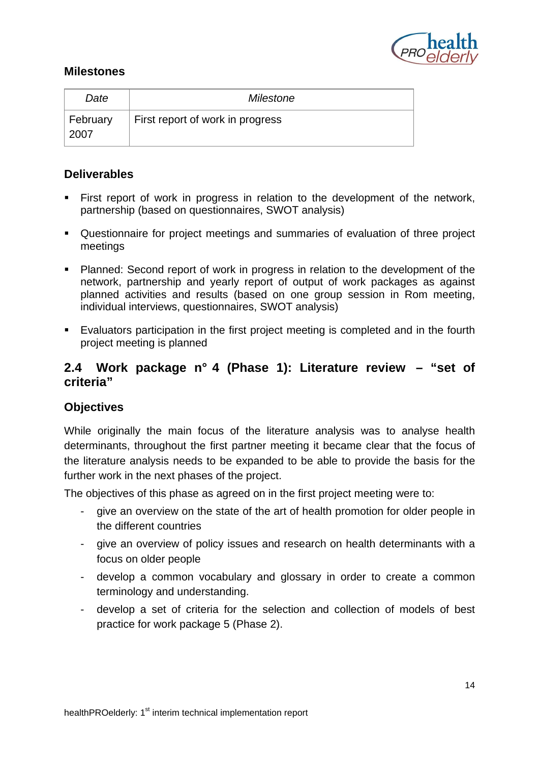### Milestones

| *Date* | *Milestone* |
| --- | --- |
| February 2007 | First report of work in progress |

### Deliverables

- First report of work in progress in relation to the development of the network, partnership (based on questionnaires, SWOT analysis)
- Questionnaire for project meetings and summaries of evaluation of three project meetings
- Planned: Second report of work in progress in relation to the development of the network, partnership and yearly report of output of work packages as against planned activities and results (based on one group session in Rom meeting, individual interviews, questionnaires, SWOT analysis)
- Evaluators participation in the first project meeting is completed and in the fourth project meeting is planned

## 2.4 Work package n° 4 (Phase 1): Literature review – "set of criteria"

### Objectives

While originally the main focus of the literature analysis was to analyse health determinants, throughout the first partner meeting it became clear that the focus of the literature analysis needs to be expanded to be able to provide the basis for the further work in the next phases of the project.

The objectives of this phase as agreed on in the first project meeting were to:

- give an overview on the state of the art of health promotion for older people in the different countries
- give an overview of policy issues and research on health determinants with a focus on older people
- develop a common vocabulary and glossary in order to create a common terminology and understanding.
- develop a set of criteria for the selection and collection of models of best practice for work package 5 (Phase 2).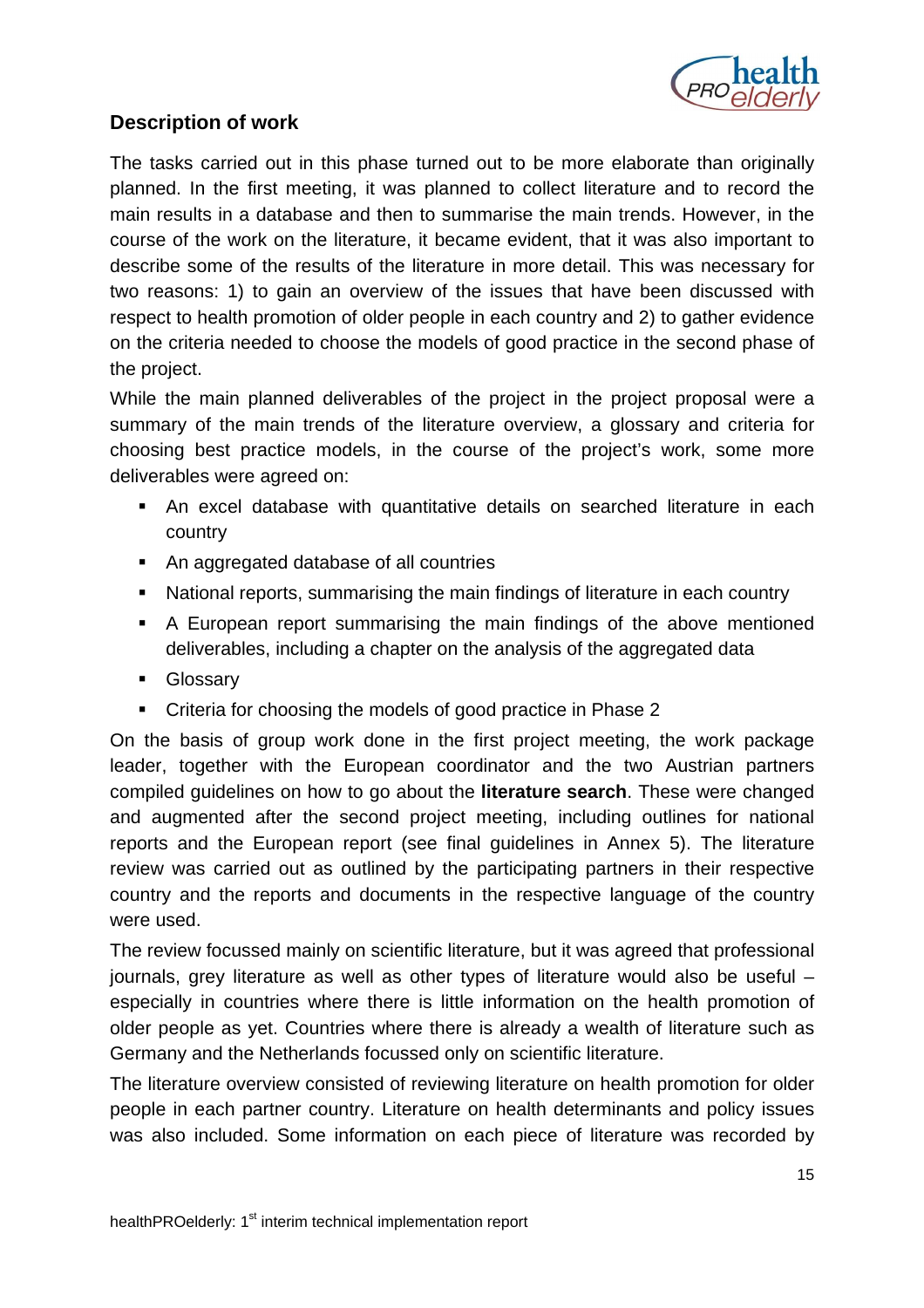## Description of work

The tasks carried out in this phase turned out to be more elaborate than originally planned. In the first meeting, it was planned to collect literature and to record the main results in a database and then to summarise the main trends. However, in the course of the work on the literature, it became evident, that it was also important to describe some of the results of the literature in more detail. This was necessary for two reasons: 1) to gain an overview of the issues that have been discussed with respect to health promotion of older people in each country and 2) to gather evidence on the criteria needed to choose the models of good practice in the second phase of the project.

While the main planned deliverables of the project in the project proposal were a summary of the main trends of the literature overview, a glossary and criteria for choosing best practice models, in the course of the project's work, some more deliverables were agreed on:

- An excel database with quantitative details on searched literature in each country
- An aggregated database of all countries
- National reports, summarising the main findings of literature in each country
- A European report summarising the main findings of the above mentioned deliverables, including a chapter on the analysis of the aggregated data
- Glossary
- Criteria for choosing the models of good practice in Phase 2

On the basis of group work done in the first project meeting, the work package leader, together with the European coordinator and the two Austrian partners compiled guidelines on how to go about the **literature search**. These were changed and augmented after the second project meeting, including outlines for national reports and the European report (see final guidelines in Annex 5). The literature review was carried out as outlined by the participating partners in their respective country and the reports and documents in the respective language of the country were used.

The review focussed mainly on scientific literature, but it was agreed that professional journals, grey literature as well as other types of literature would also be useful – especially in countries where there is little information on the health promotion of older people as yet. Countries where there is already a wealth of literature such as Germany and the Netherlands focussed only on scientific literature.

The literature overview consisted of reviewing literature on health promotion for older people in each partner country. Literature on health determinants and policy issues was also included. Some information on each piece of literature was recorded by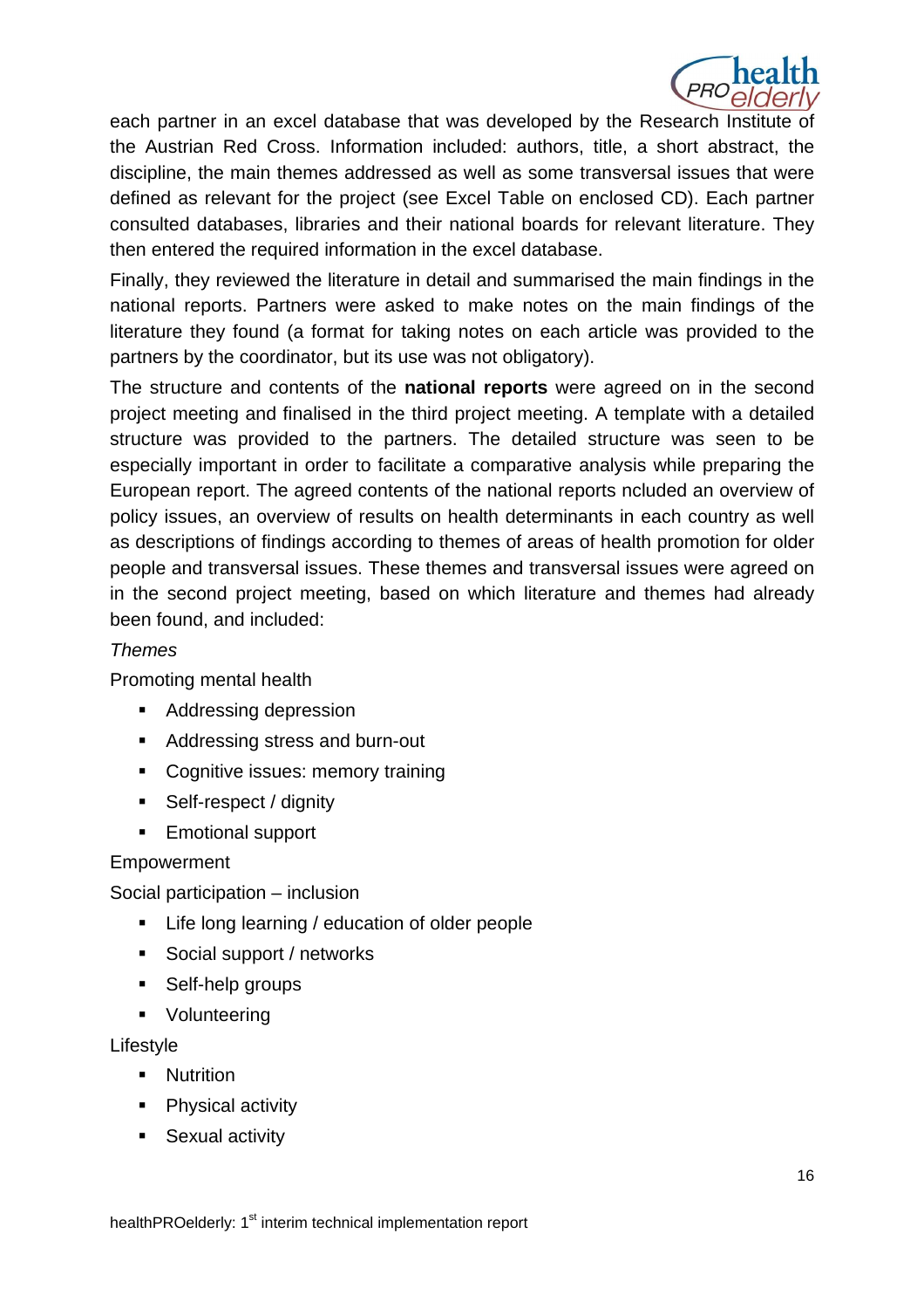each partner in an excel database that was developed by the Research Institute of the Austrian Red Cross. Information included: authors, title, a short abstract, the discipline, the main themes addressed as well as some transversal issues that were defined as relevant for the project (see Excel Table on enclosed CD). Each partner consulted databases, libraries and their national boards for relevant literature. They then entered the required information in the excel database.

Finally, they reviewed the literature in detail and summarised the main findings in the national reports. Partners were asked to make notes on the main findings of the literature they found (a format for taking notes on each article was provided to the partners by the coordinator, but its use was not obligatory).

The structure and contents of the **national reports** were agreed on in the second project meeting and finalised in the third project meeting. A template with a detailed structure was provided to the partners. The detailed structure was seen to be especially important in order to facilitate a comparative analysis while preparing the European report. The agreed contents of the national reports ncluded an overview of policy issues, an overview of results on health determinants in each country as well as descriptions of findings according to themes of areas of health promotion for older people and transversal issues. These themes and transversal issues were agreed on in the second project meeting, based on which literature and themes had already been found, and included:

*Themes*

Promoting mental health

- Addressing depression
- Addressing stress and burn-out
- Cognitive issues: memory training
- Self-respect / dignity
- Emotional support

Empowerment

Social participation – inclusion

- Life long learning / education of older people
- Social support / networks
- Self-help groups
- Volunteering

Lifestyle

- Nutrition
- Physical activity
- Sexual activity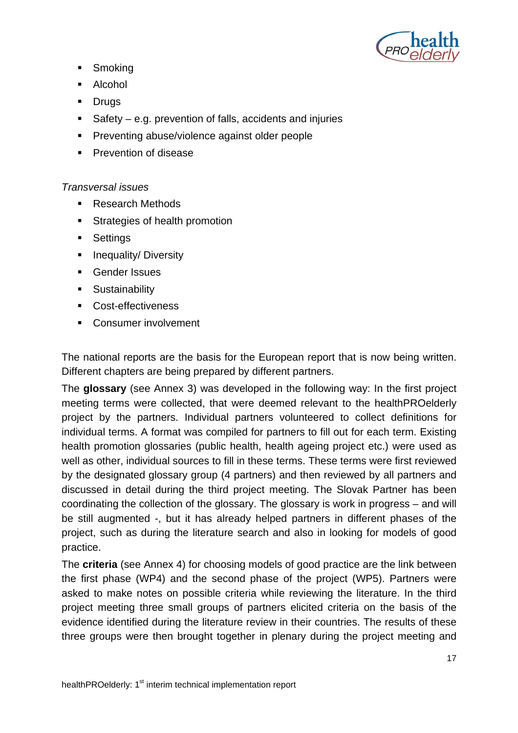- Smoking
- Alcohol
- Drugs
- Safety – e.g. prevention of falls, accidents and injuries
- Preventing abuse/violence against older people
- Prevention of disease

*Transversal issues*

- Research Methods
- Strategies of health promotion
- Settings
- Inequality/ Diversity
- Gender Issues
- Sustainability
- Cost-effectiveness
- Consumer involvement

The national reports are the basis for the European report that is now being written. Different chapters are being prepared by different partners.

The **glossary** (see Annex 3) was developed in the following way: In the first project meeting terms were collected, that were deemed relevant to the healthPROelderly project by the partners. Individual partners volunteered to collect definitions for individual terms. A format was compiled for partners to fill out for each term. Existing health promotion glossaries (public health, health ageing project etc.) were used as well as other, individual sources to fill in these terms. These terms were first reviewed by the designated glossary group (4 partners) and then reviewed by all partners and discussed in detail during the third project meeting. The Slovak Partner has been coordinating the collection of the glossary. The glossary is work in progress – and will be still augmented -, but it has already helped partners in different phases of the project, such as during the literature search and also in looking for models of good practice.

The **criteria** (see Annex 4) for choosing models of good practice are the link between the first phase (WP4) and the second phase of the project (WP5). Partners were asked to make notes on possible criteria while reviewing the literature. In the third project meeting three small groups of partners elicited criteria on the basis of the evidence identified during the literature review in their countries. The results of these three groups were then brought together in plenary during the project meeting and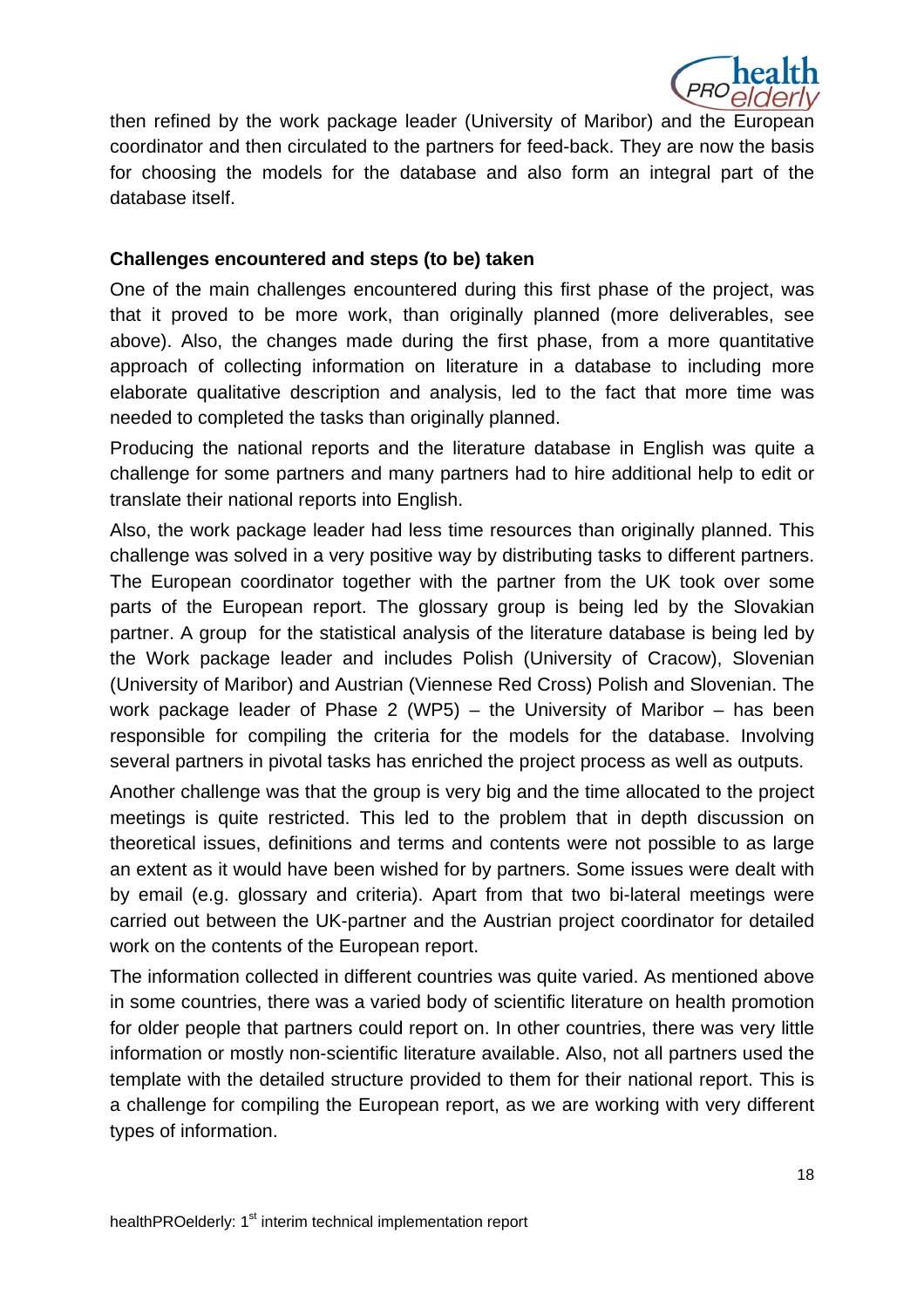then refined by the work package leader (University of Maribor) and the European coordinator and then circulated to the partners for feed-back. They are now the basis for choosing the models for the database and also form an integral part of the database itself.

**Challenges encountered and steps (to be) taken**

One of the main challenges encountered during this first phase of the project, was that it proved to be more work, than originally planned (more deliverables, see above). Also, the changes made during the first phase, from a more quantitative approach of collecting information on literature in a database to including more elaborate qualitative description and analysis, led to the fact that more time was needed to completed the tasks than originally planned.

Producing the national reports and the literature database in English was quite a challenge for some partners and many partners had to hire additional help to edit or translate their national reports into English.

Also, the work package leader had less time resources than originally planned. This challenge was solved in a very positive way by distributing tasks to different partners. The European coordinator together with the partner from the UK took over some parts of the European report. The glossary group is being led by the Slovakian partner. A group for the statistical analysis of the literature database is being led by the Work package leader and includes Polish (University of Cracow), Slovenian (University of Maribor) and Austrian (Viennese Red Cross) Polish and Slovenian. The work package leader of Phase 2 (WP5) – the University of Maribor – has been responsible for compiling the criteria for the models for the database. Involving several partners in pivotal tasks has enriched the project process as well as outputs.

Another challenge was that the group is very big and the time allocated to the project meetings is quite restricted. This led to the problem that in depth discussion on theoretical issues, definitions and terms and contents were not possible to as large an extent as it would have been wished for by partners. Some issues were dealt with by email (e.g. glossary and criteria). Apart from that two bi-lateral meetings were carried out between the UK-partner and the Austrian project coordinator for detailed work on the contents of the European report.

The information collected in different countries was quite varied. As mentioned above in some countries, there was a varied body of scientific literature on health promotion for older people that partners could report on. In other countries, there was very little information or mostly non-scientific literature available. Also, not all partners used the template with the detailed structure provided to them for their national report. This is a challenge for compiling the European report, as we are working with very different types of information.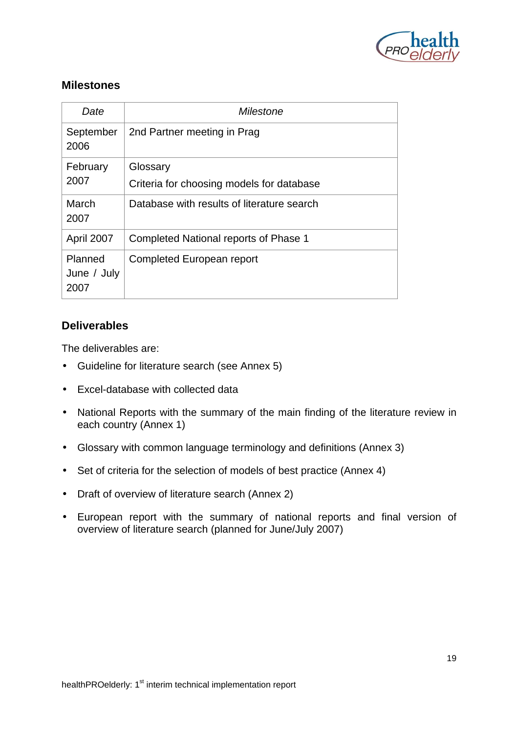### Milestones

| *Date* | *Milestone* |
|---|---|
| September 2006 | 2nd Partner meeting in Prag |
| February 2007 | Glossary<br>Criteria for choosing models for database |
| March 2007 | Database with results of literature search |
| April 2007 | Completed National reports of Phase 1 |
| Planned June / July 2007 | Completed European report |

### Deliverables

The deliverables are:

- Guideline for literature search (see Annex 5)
- Excel-database with collected data
- National Reports with the summary of the main finding of the literature review in each country (Annex 1)
- Glossary with common language terminology and definitions (Annex 3)
- Set of criteria for the selection of models of best practice (Annex 4)
- Draft of overview of literature search (Annex 2)
- European report with the summary of national reports and final version of overview of literature search (planned for June/July 2007)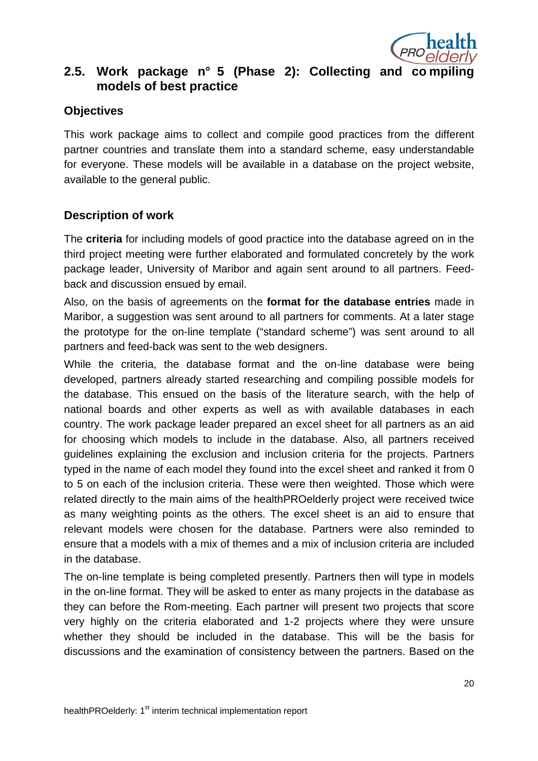## 2.5. Work package n° 5 (Phase 2): Collecting and compiling models of best practice

### Objectives

This work package aims to collect and compile good practices from the different partner countries and translate them into a standard scheme, easy understandable for everyone. These models will be available in a database on the project website, available to the general public.

### Description of work

The **criteria** for including models of good practice into the database agreed on in the third project meeting were further elaborated and formulated concretely by the work package leader, University of Maribor and again sent around to all partners. Feed-back and discussion ensued by email.

Also, on the basis of agreements on the **format for the database entries** made in Maribor, a suggestion was sent around to all partners for comments. At a later stage the prototype for the on-line template ("standard scheme") was sent around to all partners and feed-back was sent to the web designers.

While the criteria, the database format and the on-line database were being developed, partners already started researching and compiling possible models for the database. This ensued on the basis of the literature search, with the help of national boards and other experts as well as with available databases in each country. The work package leader prepared an excel sheet for all partners as an aid for choosing which models to include in the database. Also, all partners received guidelines explaining the exclusion and inclusion criteria for the projects. Partners typed in the name of each model they found into the excel sheet and ranked it from 0 to 5 on each of the inclusion criteria. These were then weighted. Those which were related directly to the main aims of the healthPROelderly project were received twice as many weighting points as the others. The excel sheet is an aid to ensure that relevant models were chosen for the database. Partners were also reminded to ensure that a models with a mix of themes and a mix of inclusion criteria are included in the database.

The on-line template is being completed presently. Partners then will type in models in the on-line format. They will be asked to enter as many projects in the database as they can before the Rom-meeting. Each partner will present two projects that score very highly on the criteria elaborated and 1-2 projects where they were unsure whether they should be included in the database. This will be the basis for discussions and the examination of consistency between the partners. Based on the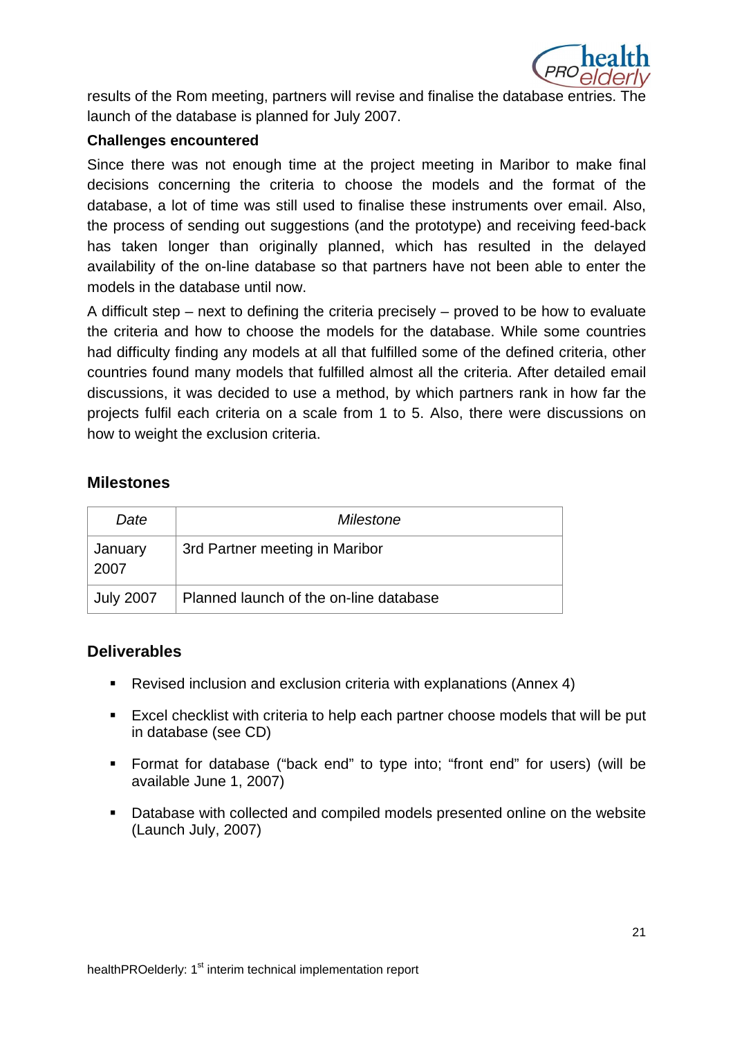results of the Rom meeting, partners will revise and finalise the database entries. The launch of the database is planned for July 2007.

**Challenges encountered**

Since there was not enough time at the project meeting in Maribor to make final decisions concerning the criteria to choose the models and the format of the database, a lot of time was still used to finalise these instruments over email. Also, the process of sending out suggestions (and the prototype) and receiving feed-back has taken longer than originally planned, which has resulted in the delayed availability of the on-line database so that partners have not been able to enter the models in the database until now.

A difficult step – next to defining the criteria precisely – proved to be how to evaluate the criteria and how to choose the models for the database. While some countries had difficulty finding any models at all that fulfilled some of the defined criteria, other countries found many models that fulfilled almost all the criteria. After detailed email discussions, it was decided to use a method, by which partners rank in how far the projects fulfil each criteria on a scale from 1 to 5. Also, there were discussions on how to weight the exclusion criteria.

## Milestones

| *Date* | *Milestone* |
|---|---|
| January 2007 | 3rd Partner meeting in Maribor |
| July 2007 | Planned launch of the on-line database |

## Deliverables

- Revised inclusion and exclusion criteria with explanations (Annex 4)
- Excel checklist with criteria to help each partner choose models that will be put in database (see CD)
- Format for database ("back end" to type into; "front end" for users) (will be available June 1, 2007)
- Database with collected and compiled models presented online on the website (Launch July, 2007)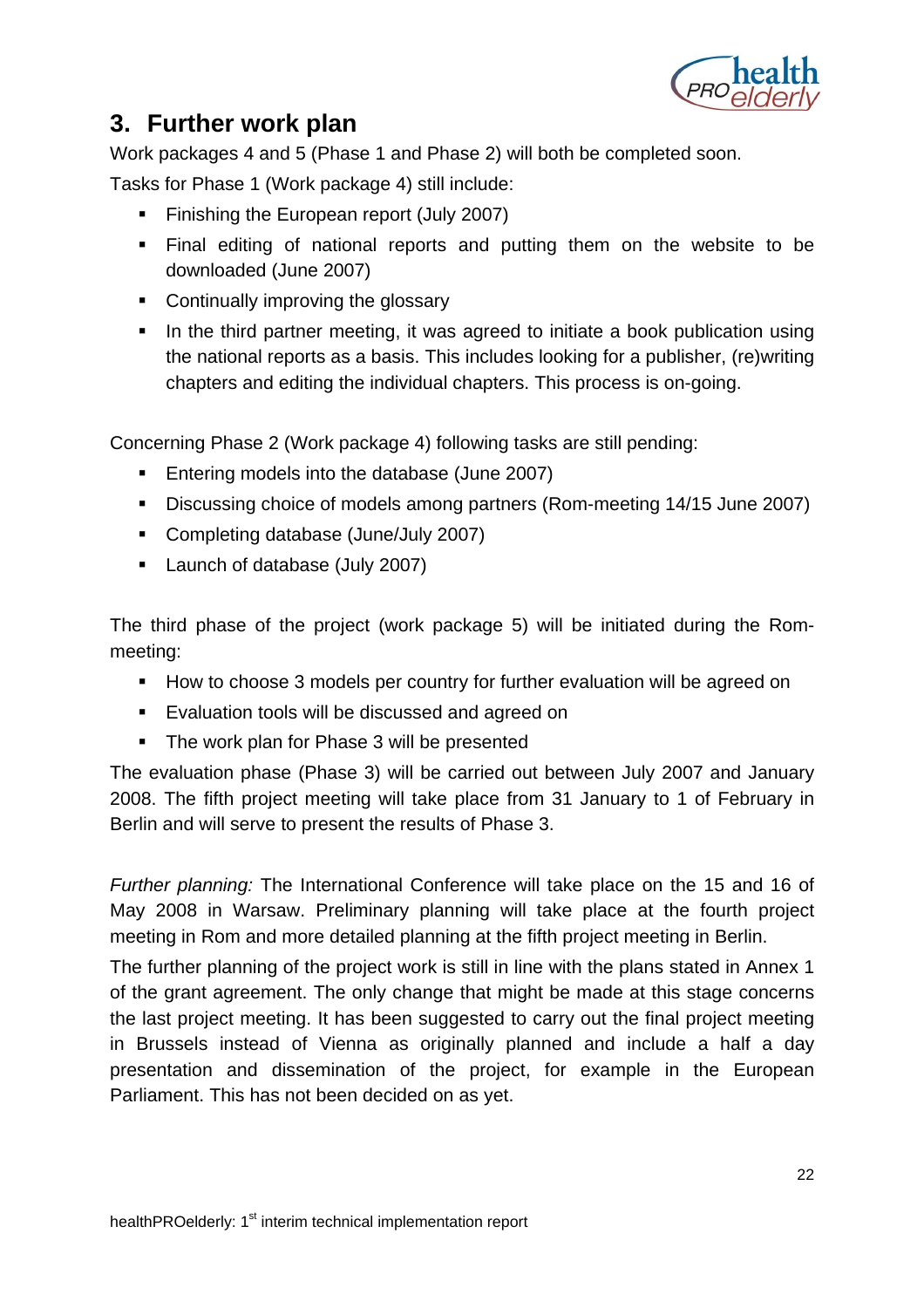## 3. Further work plan

Work packages 4 and 5 (Phase 1 and Phase 2) will both be completed soon.

Tasks for Phase 1 (Work package 4) still include:

- Finishing the European report (July 2007)
- Final editing of national reports and putting them on the website to be downloaded (June 2007)
- Continually improving the glossary
- In the third partner meeting, it was agreed to initiate a book publication using the national reports as a basis. This includes looking for a publisher, (re)writing chapters and editing the individual chapters. This process is on-going.

Concerning Phase 2 (Work package 4) following tasks are still pending:

- Entering models into the database (June 2007)
- Discussing choice of models among partners (Rom-meeting 14/15 June 2007)
- Completing database (June/July 2007)
- Launch of database (July 2007)

The third phase of the project (work package 5) will be initiated during the Rom-meeting:

- How to choose 3 models per country for further evaluation will be agreed on
- Evaluation tools will be discussed and agreed on
- The work plan for Phase 3 will be presented

The evaluation phase (Phase 3) will be carried out between July 2007 and January 2008. The fifth project meeting will take place from 31 January to 1 of February in Berlin and will serve to present the results of Phase 3.

*Further planning:* The International Conference will take place on the 15 and 16 of May 2008 in Warsaw. Preliminary planning will take place at the fourth project meeting in Rom and more detailed planning at the fifth project meeting in Berlin.

The further planning of the project work is still in line with the plans stated in Annex 1 of the grant agreement. The only change that might be made at this stage concerns the last project meeting. It has been suggested to carry out the final project meeting in Brussels instead of Vienna as originally planned and include a half a day presentation and dissemination of the project, for example in the European Parliament. This has not been decided on as yet.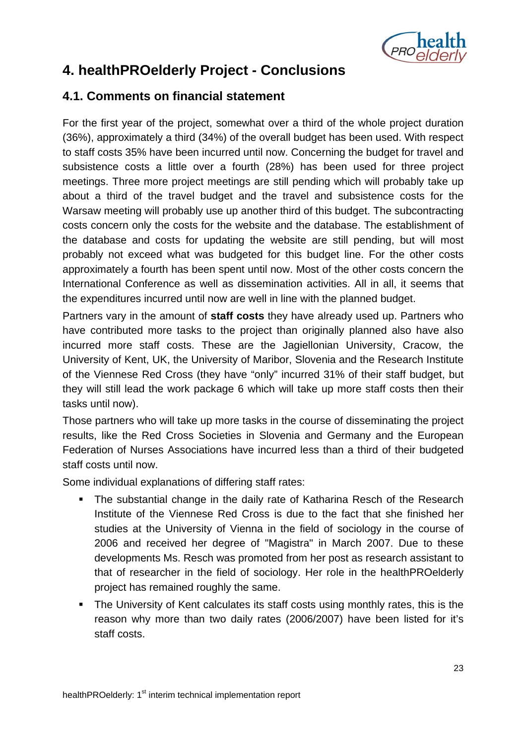# 4. healthPROelderly Project - Conclusions

## 4.1. Comments on financial statement

For the first year of the project, somewhat over a third of the whole project duration (36%), approximately a third (34%) of the overall budget has been used. With respect to staff costs 35% have been incurred until now. Concerning the budget for travel and subsistence costs a little over a fourth (28%) has been used for three project meetings. Three more project meetings are still pending which will probably take up about a third of the travel budget and the travel and subsistence costs for the Warsaw meeting will probably use up another third of this budget. The subcontracting costs concern only the costs for the website and the database. The establishment of the database and costs for updating the website are still pending, but will most probably not exceed what was budgeted for this budget line. For the other costs approximately a fourth has been spent until now. Most of the other costs concern the International Conference as well as dissemination activities. All in all, it seems that the expenditures incurred until now are well in line with the planned budget.

Partners vary in the amount of **staff costs** they have already used up. Partners who have contributed more tasks to the project than originally planned also have also incurred more staff costs. These are the Jagiellonian University, Cracow, the University of Kent, UK, the University of Maribor, Slovenia and the Research Institute of the Viennese Red Cross (they have "only" incurred 31% of their staff budget, but they will still lead the work package 6 which will take up more staff costs then their tasks until now).

Those partners who will take up more tasks in the course of disseminating the project results, like the Red Cross Societies in Slovenia and Germany and the European Federation of Nurses Associations have incurred less than a third of their budgeted staff costs until now.

Some individual explanations of differing staff rates:

- The substantial change in the daily rate of Katharina Resch of the Research Institute of the Viennese Red Cross is due to the fact that she finished her studies at the University of Vienna in the field of sociology in the course of 2006 and received her degree of "Magistra" in March 2007. Due to these developments Ms. Resch was promoted from her post as research assistant to that of researcher in the field of sociology. Her role in the healthPROelderly project has remained roughly the same.
- The University of Kent calculates its staff costs using monthly rates, this is the reason why more than two daily rates (2006/2007) have been listed for it's staff costs.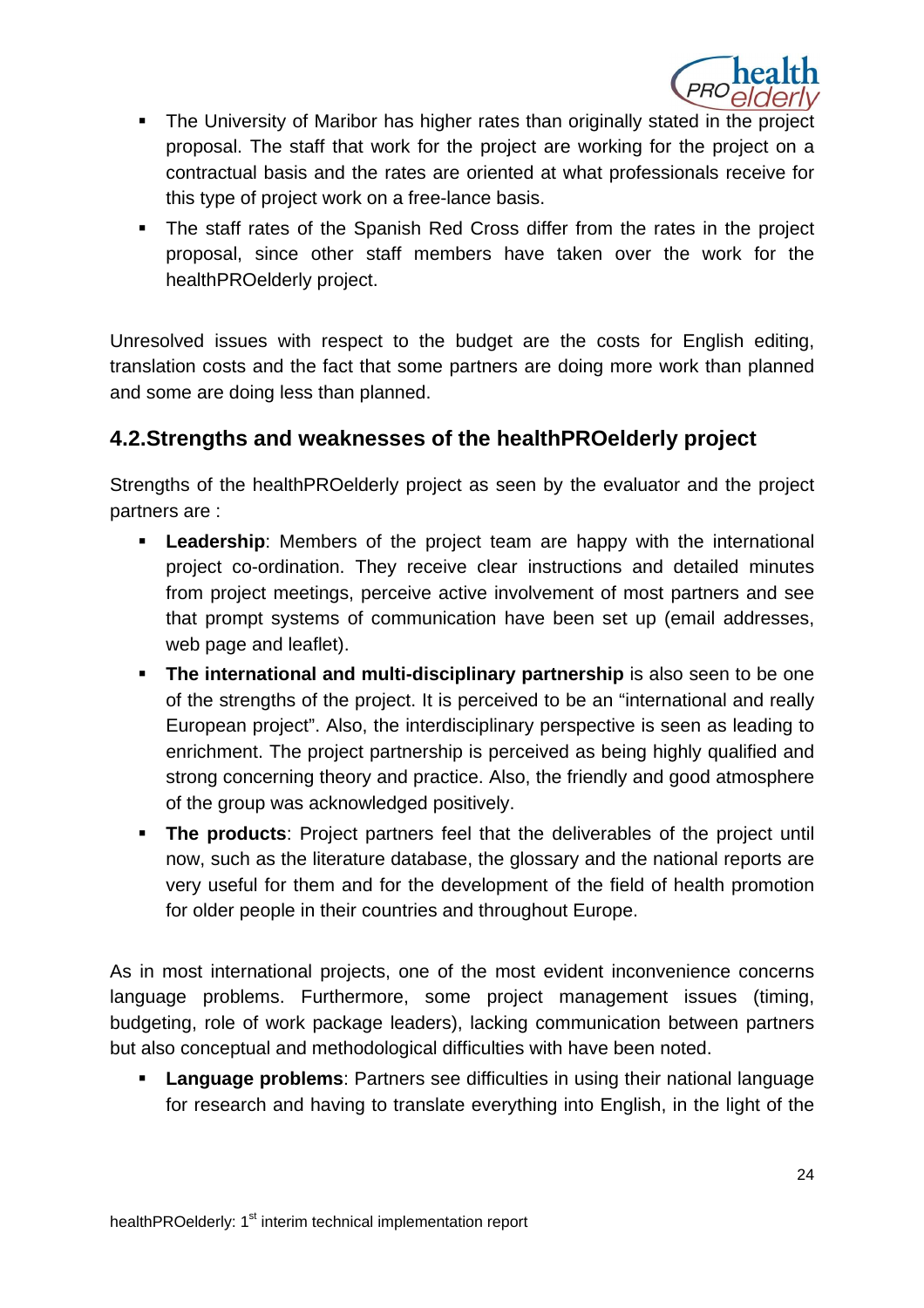- The University of Maribor has higher rates than originally stated in the project proposal. The staff that work for the project are working for the project on a contractual basis and the rates are oriented at what professionals receive for this type of project work on a free-lance basis.
- The staff rates of the Spanish Red Cross differ from the rates in the project proposal, since other staff members have taken over the work for the healthPROelderly project.

Unresolved issues with respect to the budget are the costs for English editing, translation costs and the fact that some partners are doing more work than planned and some are doing less than planned.

## 4.2.Strengths and weaknesses of the healthPROelderly project

Strengths of the healthPROelderly project as seen by the evaluator and the project partners are :

- **Leadership**: Members of the project team are happy with the international project co-ordination. They receive clear instructions and detailed minutes from project meetings, perceive active involvement of most partners and see that prompt systems of communication have been set up (email addresses, web page and leaflet).
- **The international and multi-disciplinary partnership** is also seen to be one of the strengths of the project. It is perceived to be an "international and really European project". Also, the interdisciplinary perspective is seen as leading to enrichment. The project partnership is perceived as being highly qualified and strong concerning theory and practice. Also, the friendly and good atmosphere of the group was acknowledged positively.
- **The products**: Project partners feel that the deliverables of the project until now, such as the literature database, the glossary and the national reports are very useful for them and for the development of the field of health promotion for older people in their countries and throughout Europe.

As in most international projects, one of the most evident inconvenience concerns language problems. Furthermore, some project management issues (timing, budgeting, role of work package leaders), lacking communication between partners but also conceptual and methodological difficulties with have been noted.

- **Language problems**: Partners see difficulties in using their national language for research and having to translate everything into English, in the light of the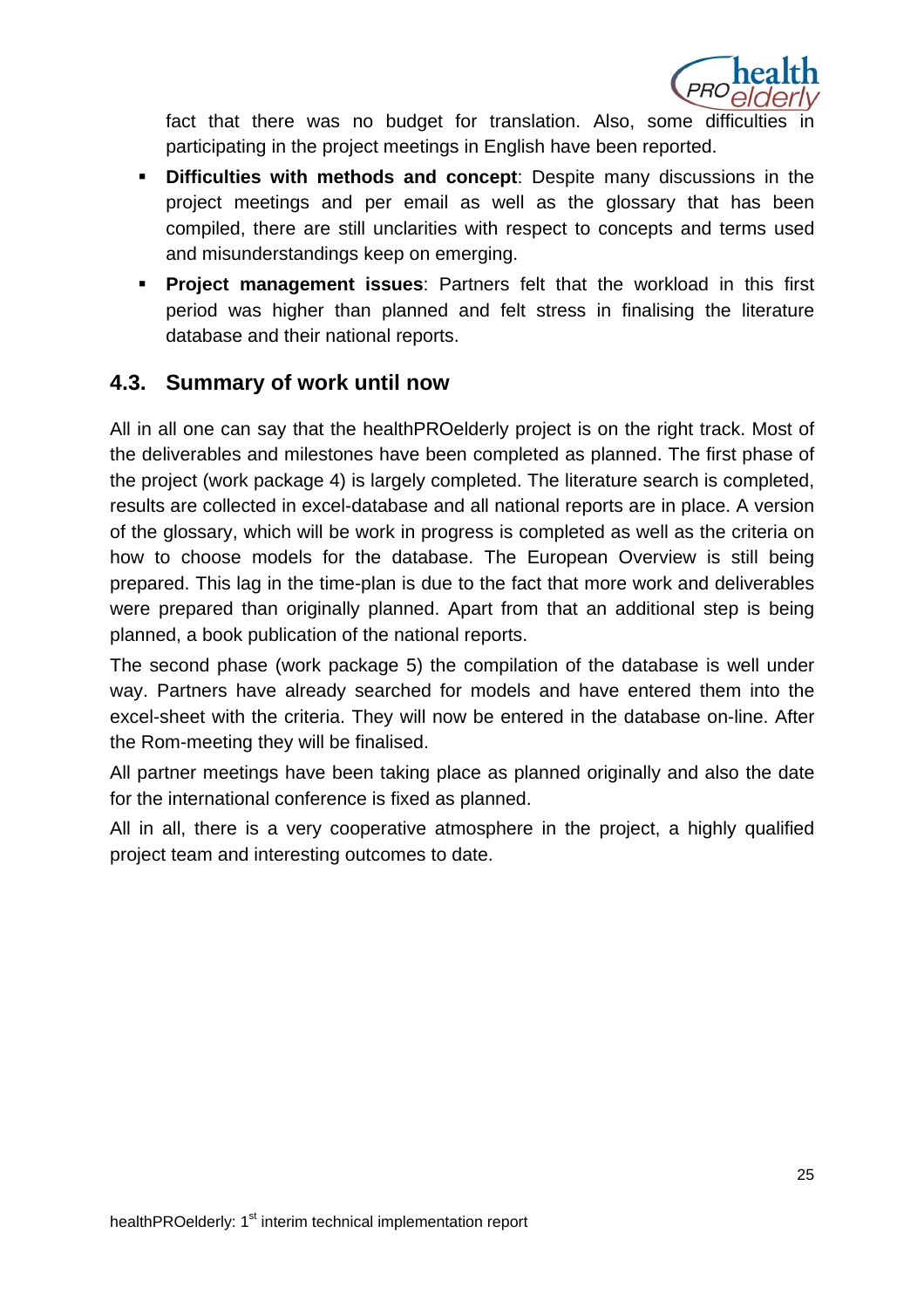fact that there was no budget for translation. Also, some difficulties in participating in the project meetings in English have been reported.

- **Difficulties with methods and concept**: Despite many discussions in the project meetings and per email as well as the glossary that has been compiled, there are still unclarities with respect to concepts and terms used and misunderstandings keep on emerging.
- **Project management issues**: Partners felt that the workload in this first period was higher than planned and felt stress in finalising the literature database and their national reports.

## 4.3. Summary of work until now

All in all one can say that the healthPROelderly project is on the right track. Most of the deliverables and milestones have been completed as planned. The first phase of the project (work package 4) is largely completed. The literature search is completed, results are collected in excel-database and all national reports are in place. A version of the glossary, which will be work in progress is completed as well as the criteria on how to choose models for the database. The European Overview is still being prepared. This lag in the time-plan is due to the fact that more work and deliverables were prepared than originally planned. Apart from that an additional step is being planned, a book publication of the national reports.

The second phase (work package 5) the compilation of the database is well under way. Partners have already searched for models and have entered them into the excel-sheet with the criteria. They will now be entered in the database on-line. After the Rom-meeting they will be finalised.

All partner meetings have been taking place as planned originally and also the date for the international conference is fixed as planned.

All in all, there is a very cooperative atmosphere in the project, a highly qualified project team and interesting outcomes to date.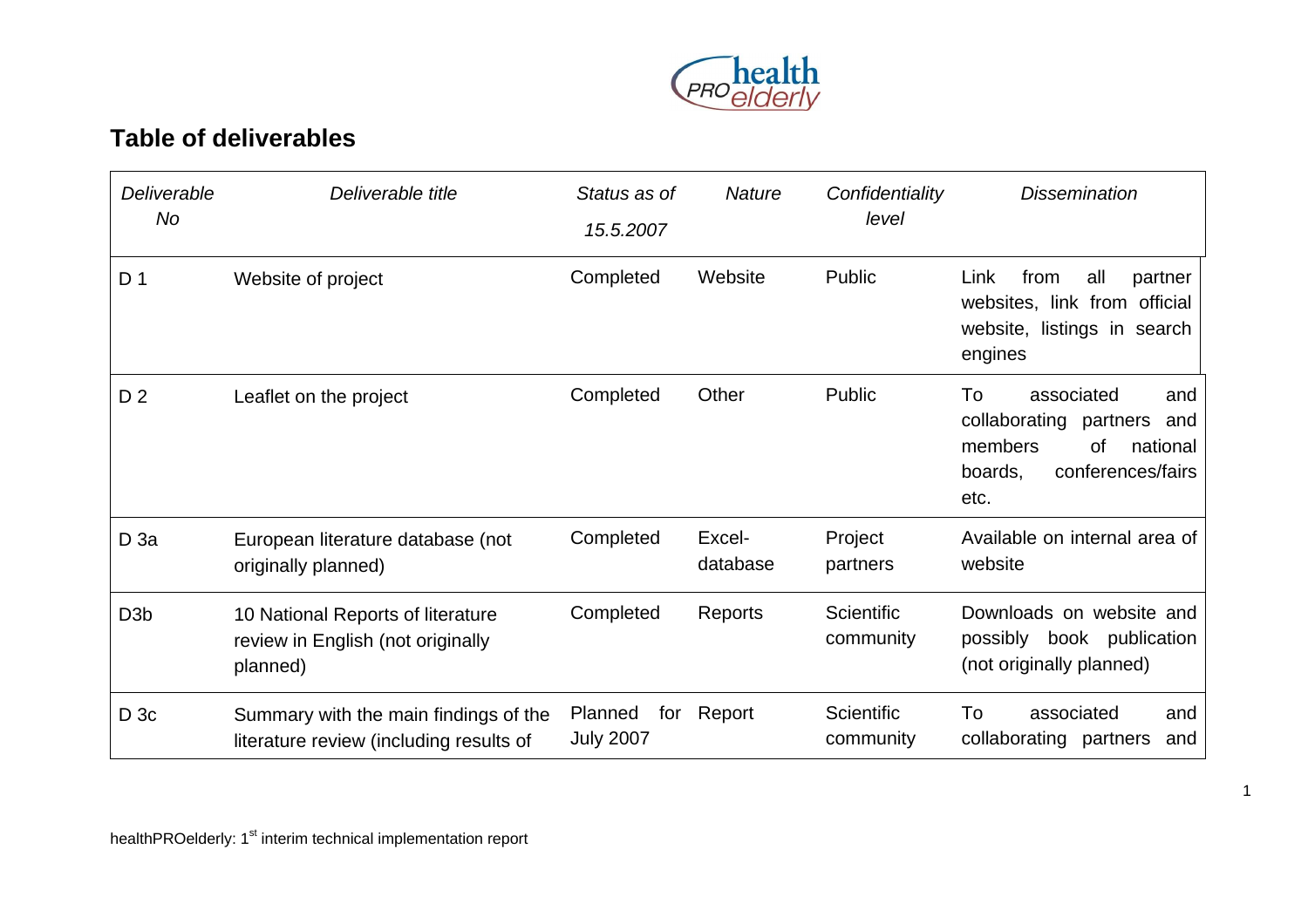## Table of deliverables

| *Deliverable No* | *Deliverable title* | *Status as of 15.5.2007* | *Nature* | *Confidentiality level* | *Dissemination* |
|---|---|---|---|---|---|
| D 1 | Website of project | Completed | Website | Public | Link from all partner websites, link from official website, listings in search engines |
| D 2 | Leaflet on the project | Completed | Other | Public | To associated and collaborating partners and members of national boards, conferences/fairs etc. |
| D 3a | European literature database (not originally planned) | Completed | Excel-database | Project partners | Available on internal area of website |
| D3b | 10 National Reports of literature review in English (not originally planned) | Completed | Reports | Scientific community | Downloads on website and possibly book publication (not originally planned) |
| D 3c | Summary with the main findings of the literature review (including results of | Planned for July 2007 | Report | Scientific community | To associated and collaborating partners and |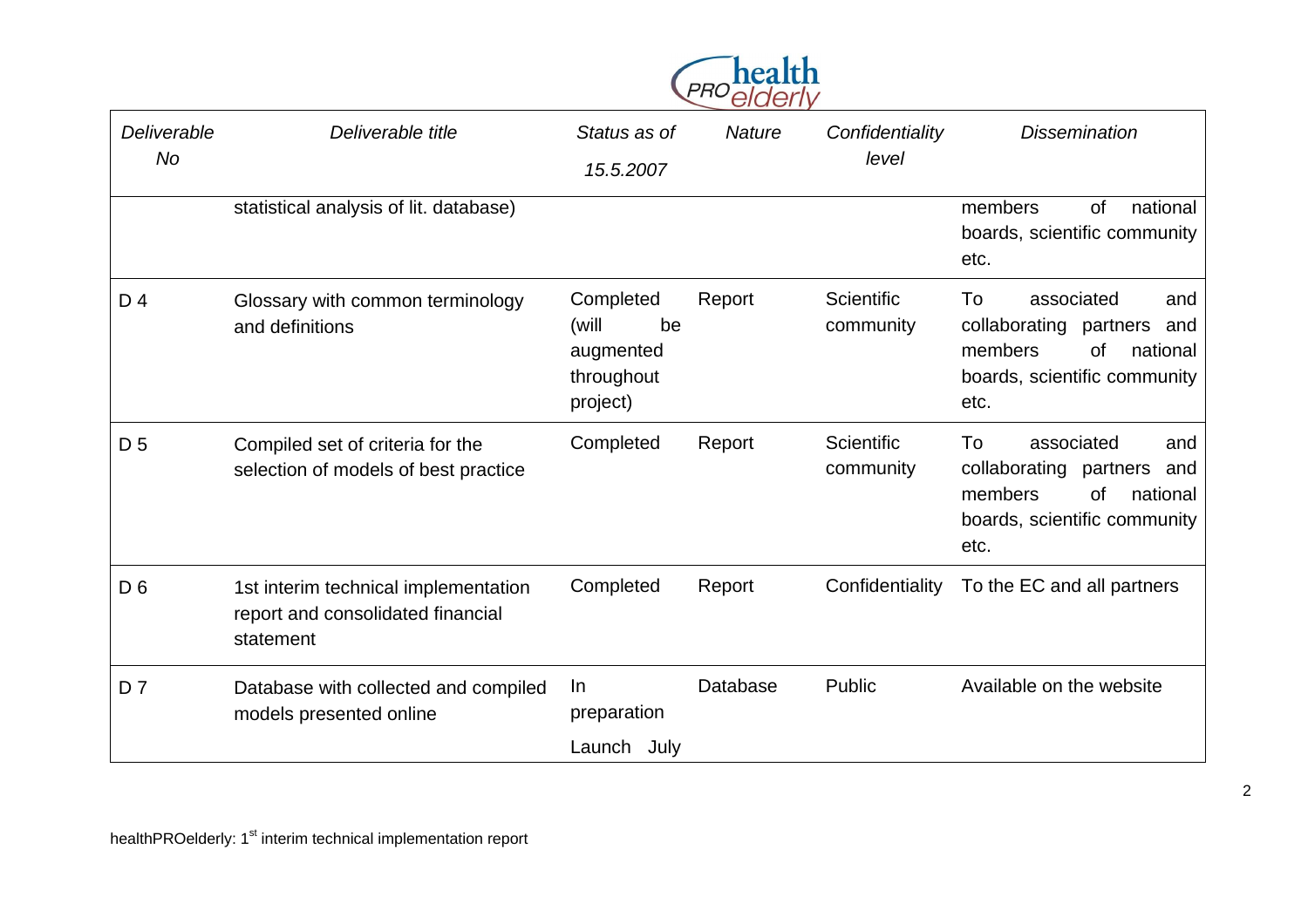| *Deliverable No* | *Deliverable title* | *Status as of 15.5.2007* | *Nature* | *Confidentiality level* | *Dissemination* |
|---|---|---|---|---|---|
| | statistical analysis of lit. database) | | | | members of national boards, scientific community etc. |
| D 4 | Glossary with common terminology and definitions | Completed (will be augmented throughout project) | Report | Scientific community | To associated and collaborating partners and members of national boards, scientific community etc. |
| D 5 | Compiled set of criteria for the selection of models of best practice | Completed | Report | Scientific community | To associated and collaborating partners and members of national boards, scientific community etc. |
| D 6 | 1st interim technical implementation report and consolidated financial statement | Completed | Report | Confidentiality | To the EC and all partners |
| D 7 | Database with collected and compiled models presented online | In preparation Launch July | Database | Public | Available on the website |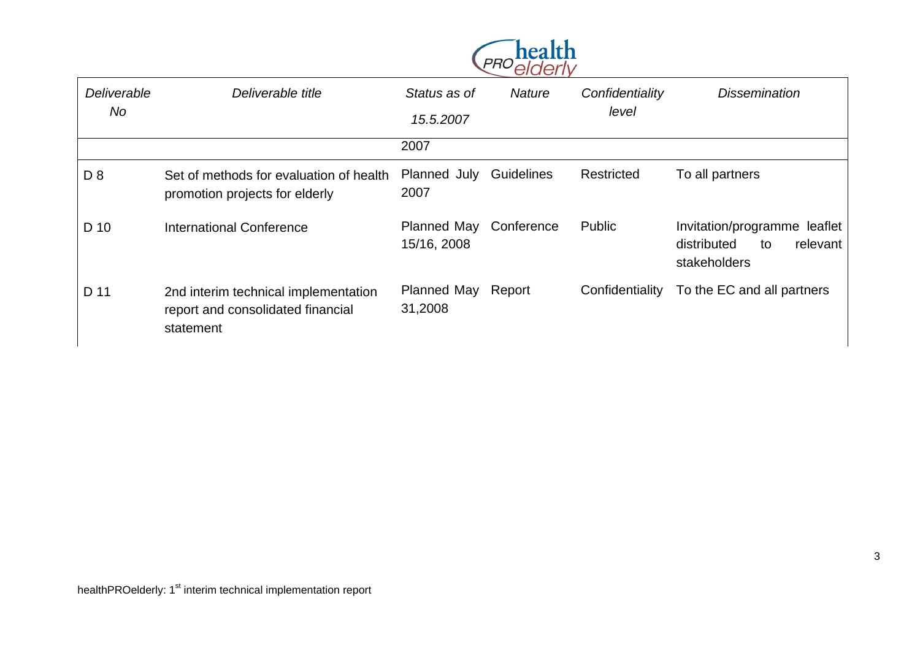| *Deliverable No* | *Deliverable title* | *Status as of 15.5.2007* | *Nature* | *Confidentiality level* | *Dissemination* |
|---|---|---|---|---|---|
| | | 2007 | | | |
| D 8 | Set of methods for evaluation of health promotion projects for elderly | Planned July 2007 | Guidelines | Restricted | To all partners |
| D 10 | International Conference | Planned May 15/16, 2008 | Conference | Public | Invitation/programme leaflet distributed to relevant stakeholders |
| D 11 | 2nd interim technical implementation report and consolidated financial statement | Planned May 31,2008 | Report | Confidentiality | To the EC and all partners |